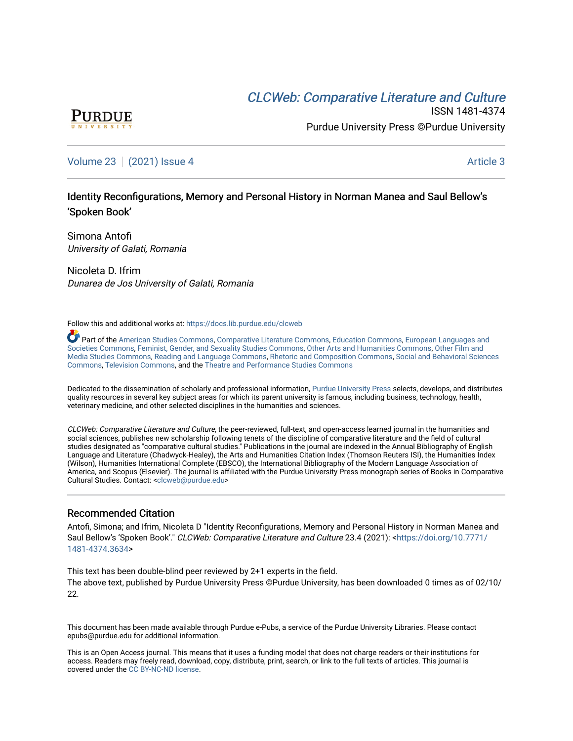CLCWeb: Comparative Literature and Culture

ISSN 1481-4374

Purdue University Press ©Purdue University

Volume 23 | (2021) Issue 4 | Article 3

# Identity Reconfigurations, Memory and Personal History in Norman Manea and Saul Bellow's 'Spoken Book'

Simona Antofi
*University of Galati, Romania*

Nicoleta D. Ifrim
*Dunarea de Jos University of Galati, Romania*

Follow this and additional works at: https://docs.lib.purdue.edu/clcweb

Part of the American Studies Commons, Comparative Literature Commons, Education Commons, European Languages and Societies Commons, Feminist, Gender, and Sexuality Studies Commons, Other Arts and Humanities Commons, Other Film and Media Studies Commons, Reading and Language Commons, Rhetoric and Composition Commons, Social and Behavioral Sciences Commons, Television Commons, and the Theatre and Performance Studies Commons

Dedicated to the dissemination of scholarly and professional information, Purdue University Press selects, develops, and distributes quality resources in several key subject areas for which its parent university is famous, including business, technology, health, veterinary medicine, and other selected disciplines in the humanities and sciences.

*CLCWeb: Comparative Literature and Culture*, the peer-reviewed, full-text, and open-access learned journal in the humanities and social sciences, publishes new scholarship following tenets of the discipline of comparative literature and the field of cultural studies designated as "comparative cultural studies." Publications in the journal are indexed in the Annual Bibliography of English Language and Literature (Chadwyck-Healey), the Arts and Humanities Citation Index (Thomson Reuters ISI), the Humanities Index (Wilson), Humanities International Complete (EBSCO), the International Bibliography of the Modern Language Association of America, and Scopus (Elsevier). The journal is affiliated with the Purdue University Press monograph series of Books in Comparative Cultural Studies. Contact: <clcweb@purdue.edu>

## Recommended Citation

Antofi, Simona; and Ifrim, Nicoleta D "Identity Reconfigurations, Memory and Personal History in Norman Manea and Saul Bellow's 'Spoken Book'." *CLCWeb: Comparative Literature and Culture* 23.4 (2021): <https://doi.org/10.7771/1481-4374.3634>

This text has been double-blind peer reviewed by 2+1 experts in the field.
The above text, published by Purdue University Press ©Purdue University, has been downloaded 0 times as of 02/10/22.

This document has been made available through Purdue e-Pubs, a service of the Purdue University Libraries. Please contact epubs@purdue.edu for additional information.

This is an Open Access journal. This means that it uses a funding model that does not charge readers or their institutions for access. Readers may freely read, download, copy, distribute, print, search, or link to the full texts of articles. This journal is covered under the CC BY-NC-ND license.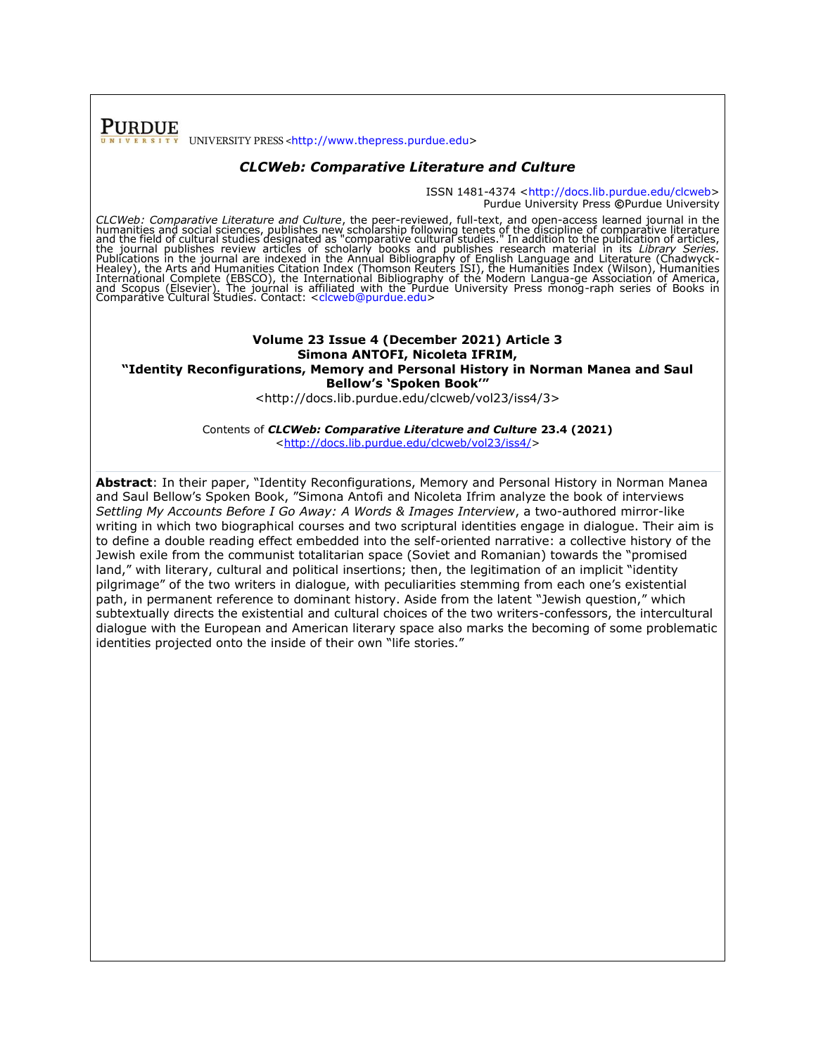**PURDUE** UNIVERSITY PRESS <http://www.thepress.purdue.edu>

## *CLCWeb: Comparative Literature and Culture*

ISSN 1481-4374 <http://docs.lib.purdue.edu/clcweb>
Purdue University Press ©Purdue University

*CLCWeb: Comparative Literature and Culture*, the peer-reviewed, full-text, and open-access learned journal in the humanities and social sciences, publishes new scholarship following tenets of the discipline of comparative literature and the field of cultural studies designated as "comparative cultural studies." In addition to the publication of articles, the journal publishes review articles of scholarly books and publishes research material in its *Library Series.* Publications in the journal are indexed in the Annual Bibliography of English Language and Literature (Chadwyck-Healey), the Arts and Humanities Citation Index (Thomson Reuters ISI), the Humanities Index (Wilson), Humanities International Complete (EBSCO), the International Bibliography of the Modern Langua-ge Association of America, and Scopus (Elsevier). The journal is affiliated with the Purdue University Press monog-raph series of Books in Comparative Cultural Studies. Contact: <clcweb@purdue.edu>

**Volume 23 Issue 4 (December 2021) Article 3**
**Simona ANTOFI, Nicoleta IFRIM,**
**"Identity Reconfigurations, Memory and Personal History in Norman Manea and Saul Bellow's 'Spoken Book'"**
<http://docs.lib.purdue.edu/clcweb/vol23/iss4/3>

Contents of ***CLCWeb: Comparative Literature and Culture* 23.4 (2021)**
<http://docs.lib.purdue.edu/clcweb/vol23/iss4/>

---

**Abstract**: In their paper, "Identity Reconfigurations, Memory and Personal History in Norman Manea and Saul Bellow's Spoken Book, "Simona Antofi and Nicoleta Ifrim analyze the book of interviews *Settling My Accounts Before I Go Away: A Words & Images Interview*, a two-authored mirror-like writing in which two biographical courses and two scriptural identities engage in dialogue. Their aim is to define a double reading effect embedded into the self-oriented narrative: a collective history of the Jewish exile from the communist totalitarian space (Soviet and Romanian) towards the "promised land," with literary, cultural and political insertions; then, the legitimation of an implicit "identity pilgrimage" of the two writers in dialogue, with peculiarities stemming from each one's existential path, in permanent reference to dominant history. Aside from the latent "Jewish question," which subtextually directs the existential and cultural choices of the two writers-confessors, the intercultural dialogue with the European and American literary space also marks the becoming of some problematic identities projected onto the inside of their own "life stories."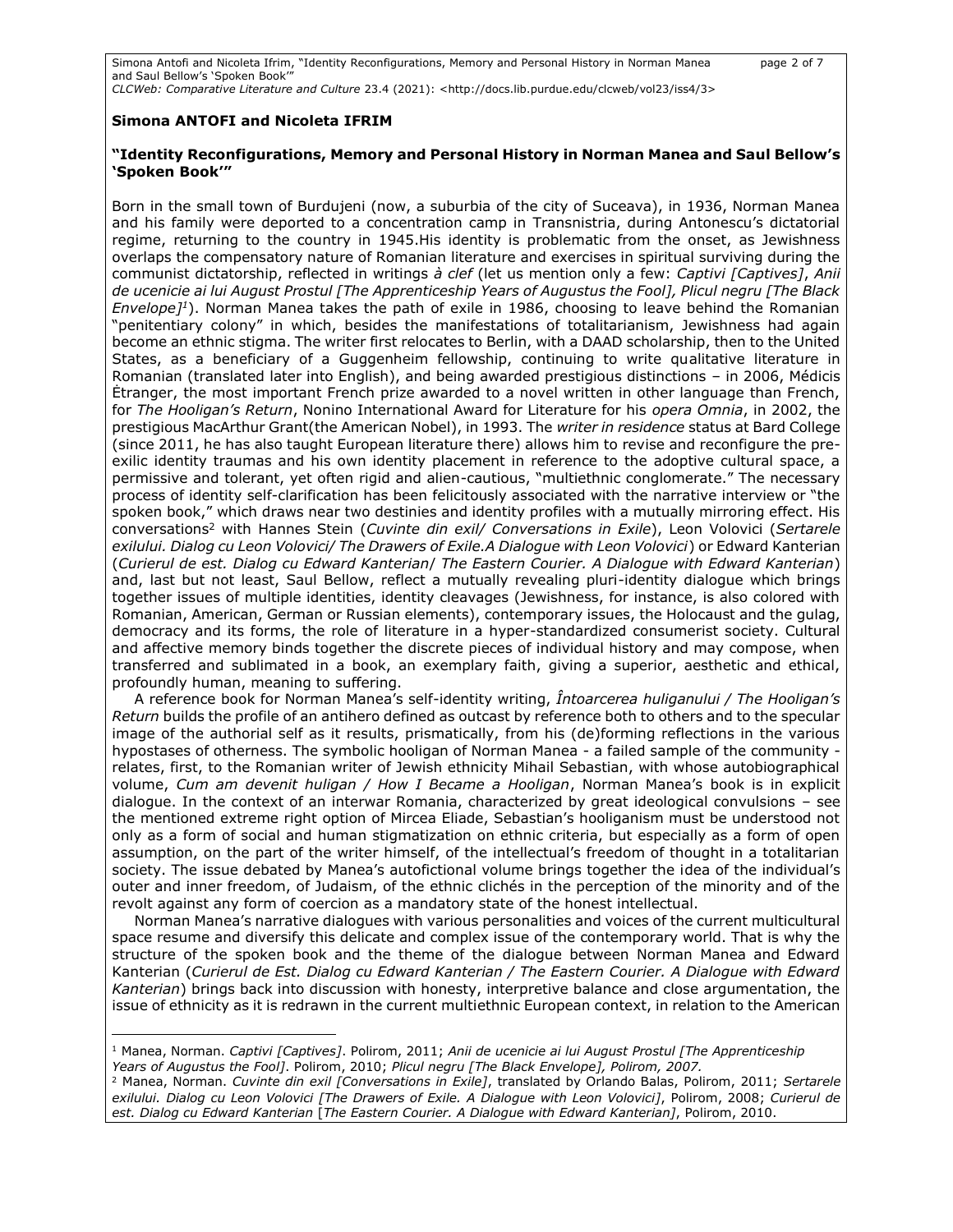**Simona ANTOFI and Nicoleta IFRIM**

**"Identity Reconfigurations, Memory and Personal History in Norman Manea and Saul Bellow's 'Spoken Book'"**

Born in the small town of Burdujeni (now, a suburbia of the city of Suceava), in 1936, Norman Manea and his family were deported to a concentration camp in Transnistria, during Antonescu's dictatorial regime, returning to the country in 1945.His identity is problematic from the onset, as Jewishness overlaps the compensatory nature of Romanian literature and exercises in spiritual surviving during the communist dictatorship, reflected in writings *à clef* (let us mention only a few: *Captivi [Captives]*, *Anii de ucenicie ai lui August Prostul [The Apprenticeship Years of Augustus the Fool], Plicul negru [The Black Envelope]*[1]). Norman Manea takes the path of exile in 1986, choosing to leave behind the Romanian "penitentiary colony" in which, besides the manifestations of totalitarianism, Jewishness had again become an ethnic stigma. The writer first relocates to Berlin, with a DAAD scholarship, then to the United States, as a beneficiary of a Guggenheim fellowship, continuing to write qualitative literature in Romanian (translated later into English), and being awarded prestigious distinctions – in 2006, Médicis Étranger, the most important French prize awarded to a novel written in other language than French, for *The Hooligan's Return*, Nonino International Award for Literature for his *opera Omnia*, in 2002, the prestigious MacArthur Grant(the American Nobel), in 1993. The *writer in residence* status at Bard College (since 2011, he has also taught European literature there) allows him to revise and reconfigure the pre-exilic identity traumas and his own identity placement in reference to the adoptive cultural space, a permissive and tolerant, yet often rigid and alien-cautious, "multiethnic conglomerate." The necessary process of identity self-clarification has been felicitously associated with the narrative interview or "the spoken book," which draws near two destinies and identity profiles with a mutually mirroring effect. His conversations[2] with Hannes Stein (*Cuvinte din exil/ Conversations in Exile*), Leon Volovici (*Sertarele exilului. Dialog cu Leon Volovici/ The Drawers of Exile.A Dialogue with Leon Volovici*) or Edward Kanterian (*Curierul de est. Dialog cu Edward Kanterian*/ *The Eastern Courier. A Dialogue with Edward Kanterian*) and, last but not least, Saul Bellow, reflect a mutually revealing pluri-identity dialogue which brings together issues of multiple identities, identity cleavages (Jewishness, for instance, is also colored with Romanian, American, German or Russian elements), contemporary issues, the Holocaust and the gulag, democracy and its forms, the role of literature in a hyper-standardized consumerist society. Cultural and affective memory binds together the discrete pieces of individual history and may compose, when transferred and sublimated in a book, an exemplary faith, giving a superior, aesthetic and ethical, profoundly human, meaning to suffering.

A reference book for Norman Manea's self-identity writing, *Întoarcerea huliganului / The Hooligan's Return* builds the profile of an antihero defined as outcast by reference both to others and to the specular image of the authorial self as it results, prismatically, from his (de)forming reflections in the various hypostases of otherness. The symbolic hooligan of Norman Manea - a failed sample of the community - relates, first, to the Romanian writer of Jewish ethnicity Mihail Sebastian, with whose autobiographical volume, *Cum am devenit huligan / How I Became a Hooligan*, Norman Manea's book is in explicit dialogue. In the context of an interwar Romania, characterized by great ideological convulsions – see the mentioned extreme right option of Mircea Eliade, Sebastian's hooliganism must be understood not only as a form of social and human stigmatization on ethnic criteria, but especially as a form of open assumption, on the part of the writer himself, of the intellectual's freedom of thought in a totalitarian society. The issue debated by Manea's autofictional volume brings together the idea of the individual's outer and inner freedom, of Judaism, of the ethnic clichés in the perception of the minority and of the revolt against any form of coercion as a mandatory state of the honest intellectual.

Norman Manea's narrative dialogues with various personalities and voices of the current multicultural space resume and diversify this delicate and complex issue of the contemporary world. That is why the structure of the spoken book and the theme of the dialogue between Norman Manea and Edward Kanterian (*Curierul de Est. Dialog cu Edward Kanterian / The Eastern Courier. A Dialogue with Edward Kanterian*) brings back into discussion with honesty, interpretive balance and close argumentation, the issue of ethnicity as it is redrawn in the current multiethnic European context, in relation to the American

---

[1] Manea, Norman. *Captivi [Captives]*. Polirom, 2011; *Anii de ucenicie ai lui August Prostul [The Apprenticeship Years of Augustus the Fool]*. Polirom, 2010; *Plicul negru [The Black Envelope], Polirom, 2007.*

[2] Manea, Norman. *Cuvinte din exil [Conversations in Exile]*, translated by Orlando Balas, Polirom, 2011; *Sertarele exilului. Dialog cu Leon Volovici [The Drawers of Exile. A Dialogue with Leon Volovici]*, Polirom, 2008; *Curierul de est. Dialog cu Edward Kanterian* [*The Eastern Courier. A Dialogue with Edward Kanterian]*, Polirom, 2010.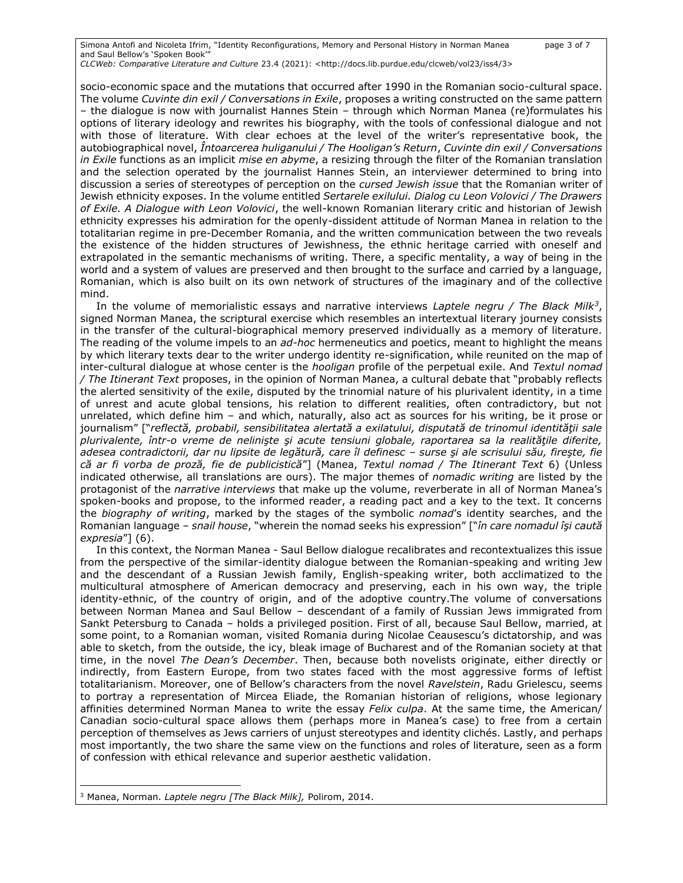socio-economic space and the mutations that occurred after 1990 in the Romanian socio-cultural space. The volume *Cuvinte din exil / Conversations in Exile*, proposes a writing constructed on the same pattern – the dialogue is now with journalist Hannes Stein – through which Norman Manea (re)formulates his options of literary ideology and rewrites his biography, with the tools of confessional dialogue and not with those of literature. With clear echoes at the level of the writer's representative book, the autobiographical novel, *Întoarcerea huliganului / The Hooligan's Return*, *Cuvinte din exil / Conversations in Exile* functions as an implicit *mise en abyme*, a resizing through the filter of the Romanian translation and the selection operated by the journalist Hannes Stein, an interviewer determined to bring into discussion a series of stereotypes of perception on the *cursed Jewish issue* that the Romanian writer of Jewish ethnicity exposes. In the volume entitled *Sertarele exilului. Dialog cu Leon Volovici / The Drawers of Exile. A Dialogue with Leon Volovici*, the well-known Romanian literary critic and historian of Jewish ethnicity expresses his admiration for the openly-dissident attitude of Norman Manea in relation to the totalitarian regime in pre-December Romania, and the written communication between the two reveals the existence of the hidden structures of Jewishness, the ethnic heritage carried with oneself and extrapolated in the semantic mechanisms of writing. There, a specific mentality, a way of being in the world and a system of values are preserved and then brought to the surface and carried by a language, Romanian, which is also built on its own network of structures of the imaginary and of the collective mind.

In the volume of memorialistic essays and narrative interviews *Laptele negru / The Black Milk*[3], signed Norman Manea, the scriptural exercise which resembles an intertextual literary journey consists in the transfer of the cultural-biographical memory preserved individually as a memory of literature. The reading of the volume impels to an *ad-hoc* hermeneutics and poetics, meant to highlight the means by which literary texts dear to the writer undergo identity re-signification, while reunited on the map of inter-cultural dialogue at whose center is the *hooligan* profile of the perpetual exile. And *Textul nomad / The Itinerant Text* proposes, in the opinion of Norman Manea, a cultural debate that "probably reflects the alerted sensitivity of the exile, disputed by the trinomial nature of his plurivalent identity, in a time of unrest and acute global tensions, his relation to different realities, often contradictory, but not unrelated, which define him – and which, naturally, also act as sources for his writing, be it prose or journalism" ["*reflectă, probabil, sensibilitatea alertată a exilatului, disputată de trinomul identității sale plurivalente, într-o vreme de nelinişte şi acute tensiuni globale, raportarea sa la realitățile diferite, adesea contradictorii, dar nu lipsite de legătură, care îl definesc – surse şi ale scrisului său, fireşte, fie că ar fi vorba de proză, fie de publicistică*"] (Manea, *Textul nomad / The Itinerant Text* 6) (Unless indicated otherwise, all translations are ours). The major themes of *nomadic writing* are listed by the protagonist of the *narrative interviews* that make up the volume, reverberate in all of Norman Manea's spoken-books and propose, to the informed reader, a reading pact and a key to the text. It concerns the *biography of writing*, marked by the stages of the symbolic *nomad*'s identity searches, and the Romanian language – *snail house*, "wherein the nomad seeks his expression" ["*în care nomadul îşi caută expresia*"] (6).

In this context, the Norman Manea - Saul Bellow dialogue recalibrates and recontextualizes this issue from the perspective of the similar-identity dialogue between the Romanian-speaking and writing Jew and the descendant of a Russian Jewish family, English-speaking writer, both acclimatized to the multicultural atmosphere of American democracy and preserving, each in his own way, the triple identity-ethnic, of the country of origin, and of the adoptive country.The volume of conversations between Norman Manea and Saul Bellow – descendant of a family of Russian Jews immigrated from Sankt Petersburg to Canada – holds a privileged position. First of all, because Saul Bellow, married, at some point, to a Romanian woman, visited Romania during Nicolae Ceausescu's dictatorship, and was able to sketch, from the outside, the icy, bleak image of Bucharest and of the Romanian society at that time, in the novel *The Dean's December*. Then, because both novelists originate, either directly or indirectly, from Eastern Europe, from two states faced with the most aggressive forms of leftist totalitarianism. Moreover, one of Bellow's characters from the novel *Ravelstein*, Radu Grielescu, seems to portray a representation of Mircea Eliade, the Romanian historian of religions, whose legionary affinities determined Norman Manea to write the essay *Felix culpa*. At the same time, the American/ Canadian socio-cultural space allows them (perhaps more in Manea's case) to free from a certain perception of themselves as Jews carriers of unjust stereotypes and identity clichés. Lastly, and perhaps most importantly, the two share the same view on the functions and roles of literature, seen as a form of confession with ethical relevance and superior aesthetic validation.

---

[3] Manea, Norman. *Laptele negru [The Black Milk],* Polirom, 2014.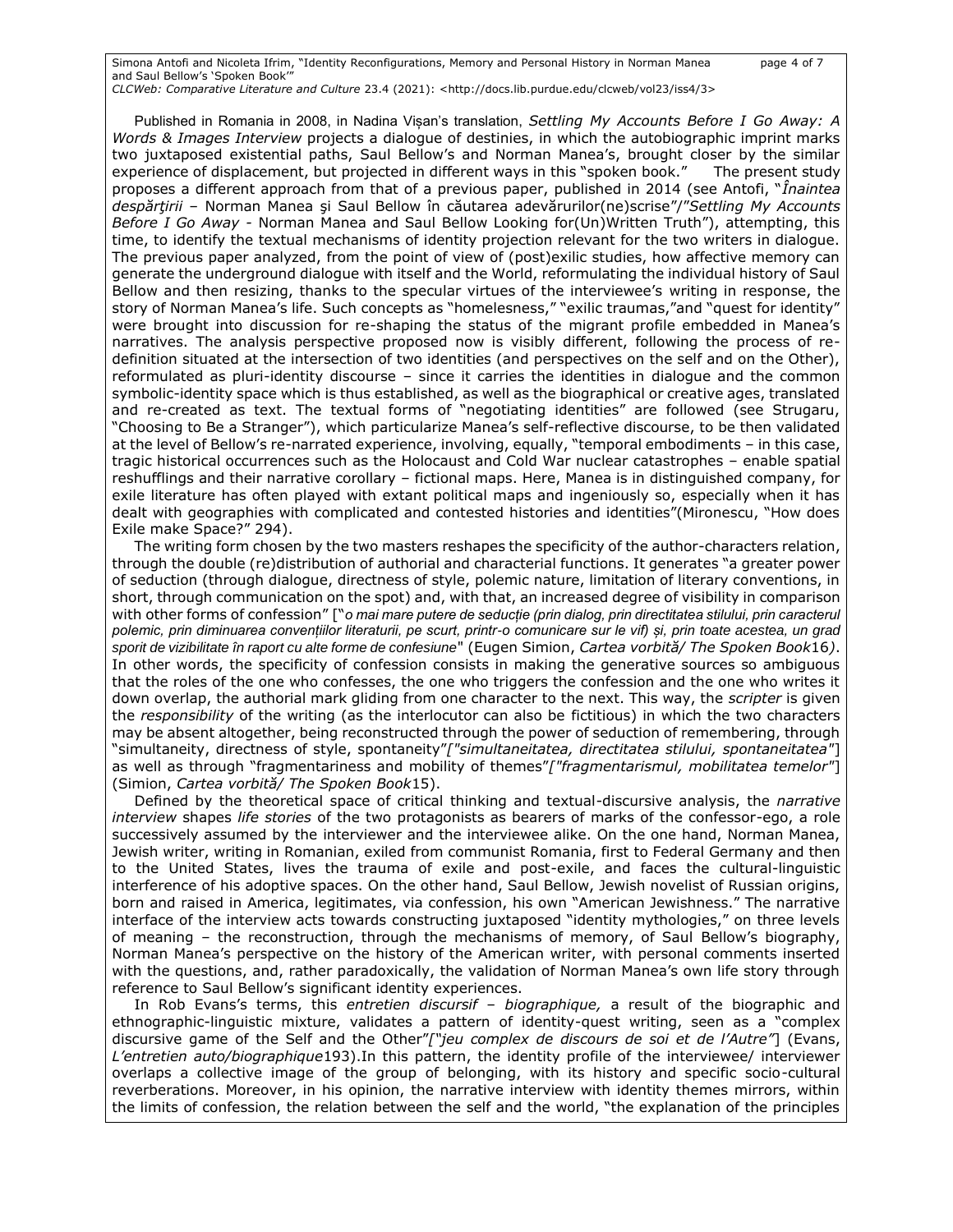Published in Romania in 2008, in Nadina Vișan's translation, *Settling My Accounts Before I Go Away: A Words & Images Interview* projects a dialogue of destinies, in which the autobiographic imprint marks two juxtaposed existential paths, Saul Bellow's and Norman Manea's, brought closer by the similar experience of displacement, but projected in different ways in this "spoken book." The present study proposes a different approach from that of a previous paper, published in 2014 (see Antofi, "*Înaintea despărţirii* – Norman Manea şi Saul Bellow în căutarea adevărurilor(ne)scrise"/"*Settling My Accounts Before I Go Away* - Norman Manea and Saul Bellow Looking for(Un)Written Truth"), attempting, this time, to identify the textual mechanisms of identity projection relevant for the two writers in dialogue. The previous paper analyzed, from the point of view of (post)exilic studies, how affective memory can generate the underground dialogue with itself and the World, reformulating the individual history of Saul Bellow and then resizing, thanks to the specular virtues of the interviewee's writing in response, the story of Norman Manea's life. Such concepts as "homelessness," "exilic traumas,"and "quest for identity" were brought into discussion for re-shaping the status of the migrant profile embedded in Manea's narratives. The analysis perspective proposed now is visibly different, following the process of re-definition situated at the intersection of two identities (and perspectives on the self and on the Other), reformulated as pluri-identity discourse – since it carries the identities in dialogue and the common symbolic-identity space which is thus established, as well as the biographical or creative ages, translated and re-created as text. The textual forms of "negotiating identities" are followed (see Strugaru, "Choosing to Be a Stranger"), which particularize Manea's self-reflective discourse, to be then validated at the level of Bellow's re-narrated experience, involving, equally, "temporal embodiments – in this case, tragic historical occurrences such as the Holocaust and Cold War nuclear catastrophes – enable spatial reshufflings and their narrative corollary – fictional maps. Here, Manea is in distinguished company, for exile literature has often played with extant political maps and ingeniously so, especially when it has dealt with geographies with complicated and contested histories and identities"(Mironescu, "How does Exile make Space?" 294).

The writing form chosen by the two masters reshapes the specificity of the author-characters relation, through the double (re)distribution of authorial and characterial functions. It generates "a greater power of seduction (through dialogue, directness of style, polemic nature, limitation of literary conventions, in short, through communication on the spot) and, with that, an increased degree of visibility in comparison with other forms of confession" ["*o mai mare putere de seducție (prin dialog, prin directitatea stilului, prin caracterul polemic, prin diminuarea convențiilor literaturii, pe scurt, printr-o comunicare sur le vif) și, prin toate acestea, un grad sporit de vizibilitate în raport cu alte forme de confesiune*" (Eugen Simion, *Cartea vorbită/ The Spoken Book*16). In other words, the specificity of confession consists in making the generative sources so ambiguous that the roles of the one who confesses, the one who triggers the confession and the one who writes it down overlap, the authorial mark gliding from one character to the next. This way, the *scripter* is given the *responsibility* of the writing (as the interlocutor can also be fictitious) in which the two characters may be absent altogether, being reconstructed through the power of seduction of remembering, through "simultaneity, directness of style, spontaneity"[*"simultaneitatea, directitatea stilului, spontaneitatea"*] as well as through "fragmentariness and mobility of themes"[*"fragmentarismul, mobilitatea temelor"*] (Simion, *Cartea vorbită/ The Spoken Book*15).

Defined by the theoretical space of critical thinking and textual-discursive analysis, the *narrative interview* shapes *life stories* of the two protagonists as bearers of marks of the confessor-ego, a role successively assumed by the interviewer and the interviewee alike. On the one hand, Norman Manea, Jewish writer, writing in Romanian, exiled from communist Romania, first to Federal Germany and then to the United States, lives the trauma of exile and post-exile, and faces the cultural-linguistic interference of his adoptive spaces. On the other hand, Saul Bellow, Jewish novelist of Russian origins, born and raised in America, legitimates, via confession, his own "American Jewishness." The narrative interface of the interview acts towards constructing juxtaposed "identity mythologies," on three levels of meaning – the reconstruction, through the mechanisms of memory, of Saul Bellow's biography, Norman Manea's perspective on the history of the American writer, with personal comments inserted with the questions, and, rather paradoxically, the validation of Norman Manea's own life story through reference to Saul Bellow's significant identity experiences.

In Rob Evans's terms, this *entretien discursif – biographique,* a result of the biographic and ethnographic-linguistic mixture, validates a pattern of identity-quest writing, seen as a "complex discursive game of the Self and the Other"[*"jeu complex de discours de soi et de l'Autre"*] (Evans, *L'entretien auto/biographique*193).In this pattern, the identity profile of the interviewee/ interviewer overlaps a collective image of the group of belonging, with its history and specific socio-cultural reverberations. Moreover, in his opinion, the narrative interview with identity themes mirrors, within the limits of confession, the relation between the self and the world, "the explanation of the principles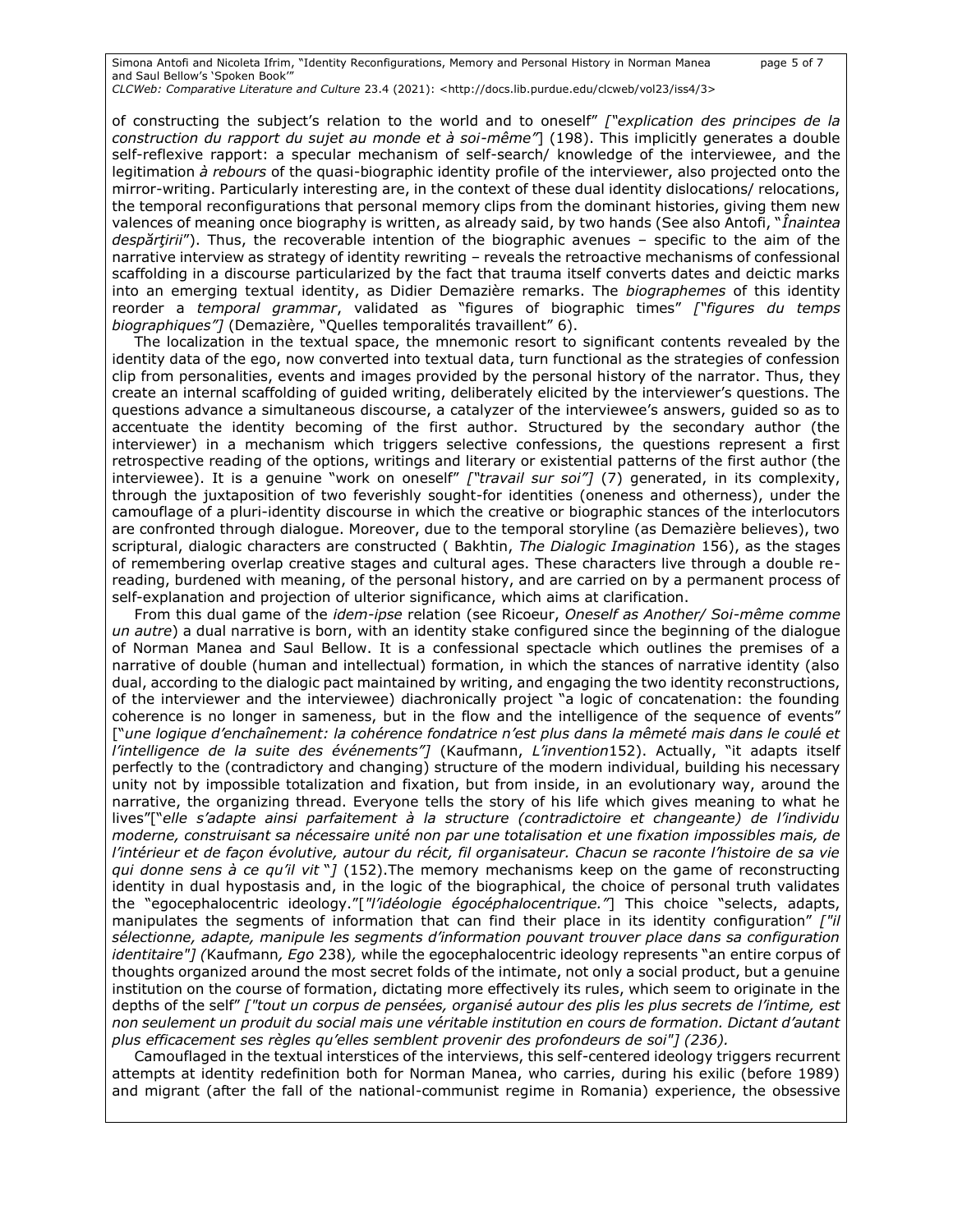of constructing the subject's relation to the world and to oneself" *["explication des principes de la construction du rapport du sujet au monde et à soi-même"*] (198). This implicitly generates a double self-reflexive rapport: a specular mechanism of self-search/ knowledge of the interviewee, and the legitimation *à rebours* of the quasi-biographic identity profile of the interviewer, also projected onto the mirror-writing. Particularly interesting are, in the context of these dual identity dislocations/ relocations, the temporal reconfigurations that personal memory clips from the dominant histories, giving them new valences of meaning once biography is written, as already said, by two hands (See also Antofi, "*Înaintea despărţirii*"). Thus, the recoverable intention of the biographic avenues – specific to the aim of the narrative interview as strategy of identity rewriting – reveals the retroactive mechanisms of confessional scaffolding in a discourse particularized by the fact that trauma itself converts dates and deictic marks into an emerging textual identity, as Didier Demazière remarks. The *biographemes* of this identity reorder a *temporal grammar*, validated as "figures of biographic times" *["figures du temps biographiques"]* (Demazière, "Quelles temporalités travaillent" 6).

The localization in the textual space, the mnemonic resort to significant contents revealed by the identity data of the ego, now converted into textual data, turn functional as the strategies of confession clip from personalities, events and images provided by the personal history of the narrator. Thus, they create an internal scaffolding of guided writing, deliberately elicited by the interviewer's questions. The questions advance a simultaneous discourse, a catalyzer of the interviewee's answers, guided so as to accentuate the identity becoming of the first author. Structured by the secondary author (the interviewer) in a mechanism which triggers selective confessions, the questions represent a first retrospective reading of the options, writings and literary or existential patterns of the first author (the interviewee). It is a genuine "work on oneself" *["travail sur soi"]* (7) generated, in its complexity, through the juxtaposition of two feverishly sought-for identities (oneness and otherness), under the camouflage of a pluri-identity discourse in which the creative or biographic stances of the interlocutors are confronted through dialogue. Moreover, due to the temporal storyline (as Demazière believes), two scriptural, dialogic characters are constructed ( Bakhtin, *The Dialogic Imagination* 156), as the stages of remembering overlap creative stages and cultural ages. These characters live through a double re-reading, burdened with meaning, of the personal history, and are carried on by a permanent process of self-explanation and projection of ulterior significance, which aims at clarification.

From this dual game of the *idem-ipse* relation (see Ricoeur, *Oneself as Another/ Soi-même comme un autre*) a dual narrative is born, with an identity stake configured since the beginning of the dialogue of Norman Manea and Saul Bellow. It is a confessional spectacle which outlines the premises of a narrative of double (human and intellectual) formation, in which the stances of narrative identity (also dual, according to the dialogic pact maintained by writing, and engaging the two identity reconstructions, of the interviewer and the interviewee) diachronically project "a logic of concatenation: the founding coherence is no longer in sameness, but in the flow and the intelligence of the sequence of events" ["*une logique d'enchaînement: la cohérence fondatrice n'est plus dans la mêmeté mais dans le coulé et l'intelligence de la suite des événements"]* (Kaufmann, *L'invention*152). Actually, "it adapts itself perfectly to the (contradictory and changing) structure of the modern individual, building his necessary unity not by impossible totalization and fixation, but from inside, in an evolutionary way, around the narrative, the organizing thread. Everyone tells the story of his life which gives meaning to what he lives"["*elle s'adapte ainsi parfaitement à la structure (contradictoire et changeante) de l'individu moderne, construisant sa nécessaire unité non par une totalisation et une fixation impossibles mais, de l'intérieur et de façon évolutive, autour du récit, fil organisateur. Chacun se raconte l'histoire de sa vie qui donne sens à ce qu'il vit* "*]* (152).The memory mechanisms keep on the game of reconstructing identity in dual hypostasis and, in the logic of the biographical, the choice of personal truth validates the "egocephalocentric ideology."[*"l'idéologie égocéphalocentrique."*] This choice "selects, adapts, manipulates the segments of information that can find their place in its identity configuration" *["il sélectionne, adapte, manipule les segments d'information pouvant trouver place dans sa configuration identitaire"] (*Kaufmann*, Ego* 238)*,* while the egocephalocentric ideology represents "an entire corpus of thoughts organized around the most secret folds of the intimate, not only a social product, but a genuine institution on the course of formation, dictating more effectively its rules, which seem to originate in the depths of the self" *["tout un corpus de pensées, organisé autour des plis les plus secrets de l'intime, est non seulement un produit du social mais une véritable institution en cours de formation. Dictant d'autant plus efficacement ses règles qu'elles semblent provenir des profondeurs de soi"] (236).*

Camouflaged in the textual interstices of the interviews, this self-centered ideology triggers recurrent attempts at identity redefinition both for Norman Manea, who carries, during his exilic (before 1989) and migrant (after the fall of the national-communist regime in Romania) experience, the obsessive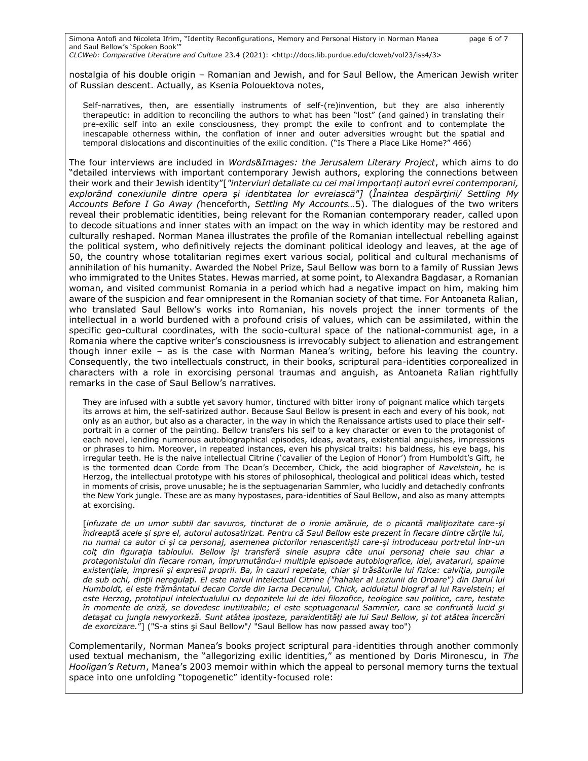nostalgia of his double origin – Romanian and Jewish, and for Saul Bellow, the American Jewish writer of Russian descent. Actually, as Ksenia Polouektova notes,

> Self-narratives, then, are essentially instruments of self-(re)invention, but they are also inherently therapeutic: in addition to reconciling the authors to what has been "lost" (and gained) in translating their pre-exilic self into an exile consciousness, they prompt the exile to confront and to contemplate the inescapable otherness within, the conflation of inner and outer adversities wrought but the spatial and temporal dislocations and discontinuities of the exilic condition. ("Is There a Place Like Home?" 466)

The four interviews are included in *Words&Images: the Jerusalem Literary Project*, which aims to do "detailed interviews with important contemporary Jewish authors, exploring the connections between their work and their Jewish identity"[*"interviuri detaliate cu cei mai importanți autori evrei contemporani, explorând conexiunile dintre opera și identitatea lor evreiască"]* (*Înaintea despărţirii/ Settling My Accounts Before I Go Away (*henceforth, *Settling My Accounts…*5). The dialogues of the two writers reveal their problematic identities, being relevant for the Romanian contemporary reader, called upon to decode situations and inner states with an impact on the way in which identity may be restored and culturally reshaped. Norman Manea illustrates the profile of the Romanian intellectual rebelling against the political system, who definitively rejects the dominant political ideology and leaves, at the age of 50, the country whose totalitarian regimes exert various social, political and cultural mechanisms of annihilation of his humanity. Awarded the Nobel Prize, Saul Bellow was born to a family of Russian Jews who immigrated to the Unites States. Hewas married, at some point, to Alexandra Bagdasar, a Romanian woman, and visited communist Romania in a period which had a negative impact on him, making him aware of the suspicion and fear omnipresent in the Romanian society of that time. For Antoaneta Ralian, who translated Saul Bellow's works into Romanian, his novels project the inner torments of the intellectual in a world burdened with a profound crisis of values, which can be assimilated, within the specific geo-cultural coordinates, with the socio-cultural space of the national-communist age, in a Romania where the captive writer's consciousness is irrevocably subject to alienation and estrangement though inner exile – as is the case with Norman Manea's writing, before his leaving the country. Consequently, the two intellectuals construct, in their books, scriptural para-identities corporealized in characters with a role in exorcising personal traumas and anguish, as Antoaneta Ralian rightfully remarks in the case of Saul Bellow's narratives.

> They are infused with a subtle yet savory humor, tinctured with bitter irony of poignant malice which targets its arrows at him, the self-satirized author. Because Saul Bellow is present in each and every of his book, not only as an author, but also as a character, in the way in which the Renaissance artists used to place their self-portrait in a corner of the painting. Bellow transfers his self to a key character or even to the protagonist of each novel, lending numerous autobiographical episodes, ideas, avatars, existential anguishes, impressions or phrases to him. Moreover, in repeated instances, even his physical traits: his baldness, his eye bags, his irregular teeth. He is the naive intellectual Citrine ('cavalier of the Legion of Honor') from Humboldt's Gift, he is the tormented dean Corde from The Dean's December, Chick, the acid biographer of *Ravelstein*, he is Herzog, the intellectual prototype with his stores of philosophical, theological and political ideas which, tested in moments of crisis, prove unusable; he is the septuagenarian Sammler, who lucidly and detachedly confronts the New York jungle. These are as many hypostases, para-identities of Saul Bellow, and also as many attempts at exorcising.
>
> [*infuzate de un umor subtil dar savuros, tincturat de o ironie amăruie, de o picantă maliţiozitate care-şi îndreaptă acele şi spre el, autorul autosatirizat. Pentru că Saul Bellow este prezent în fiecare dintre cărţile lui, nu numai ca autor ci şi ca personaj, asemenea pictorilor renascentişti care-şi introduceau portretul într-un colţ din figuraţia tabloului. Bellow îşi transferă sinele asupra câte unui personaj cheie sau chiar a protagonistului din fiecare roman, împrumutându-i multiple episoade autobiografice, idei, avataruri, spaime existenţiale, impresii şi expresii proprii. Ba, în cazuri repetate, chiar şi trăsăturile lui fizice: calviţia, pungile de sub ochi, dinţii neregulaţi. El este naivul intelectual Citrine ("hahaler al Leziunii de Oroare") din Darul lui Humboldt, el este frământatul decan Corde din Iarna Decanului, Chick, acidulatul biograf al lui Ravelstein; el este Herzog, prototipul intelectualului cu depozitele lui de idei filozofice, teologice sau politice, care, testate în momente de criză, se dovedesc inutilizabile; el este septuagenarul Sammler, care se confruntă lucid şi detaşat cu jungla newyorkeză. Sunt atâtea ipostaze, paraidentităţi ale lui Saul Bellow, şi tot atâtea încercări de exorcizare.*"] ("S-a stins şi Saul Bellow"/ "Saul Bellow has now passed away too")

Complementarily, Norman Manea's books project scriptural para-identities through another commonly used textual mechanism, the "allegorizing exilic identities," as mentioned by Doris Mironescu, in *The Hooligan's Return*, Manea's 2003 memoir within which the appeal to personal memory turns the textual space into one unfolding "topogenetic" identity-focused role: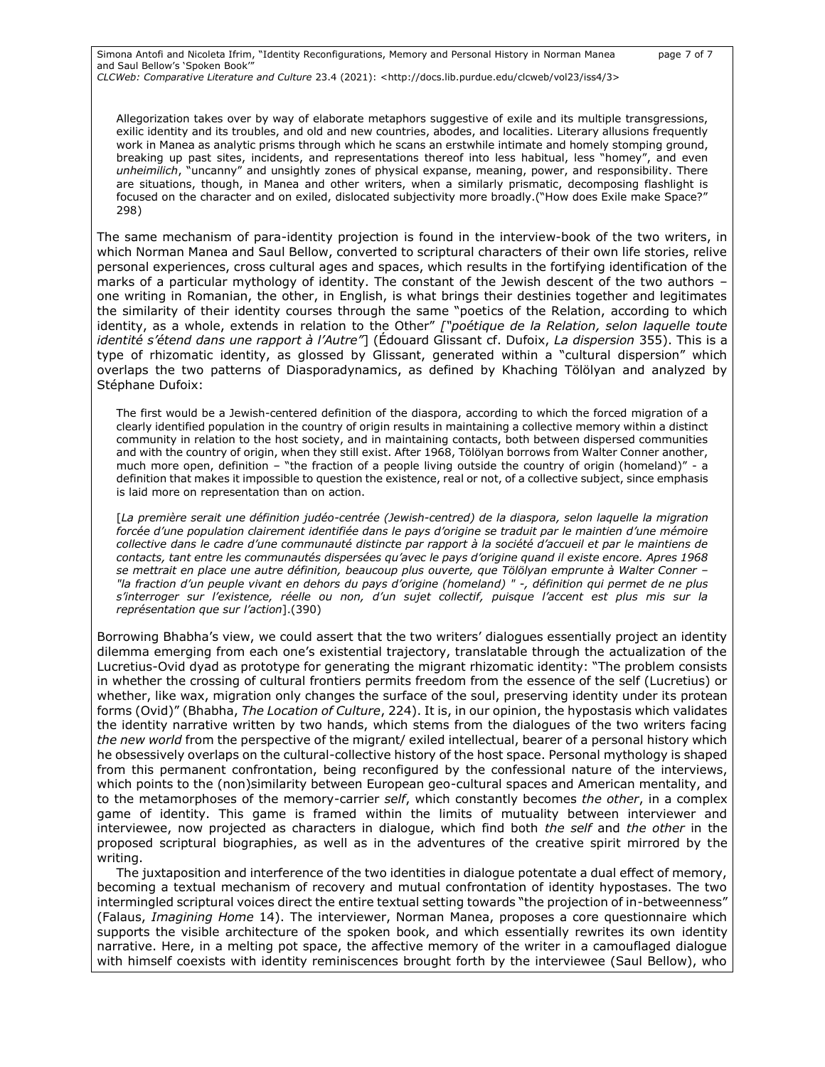> Allegorization takes over by way of elaborate metaphors suggestive of exile and its multiple transgressions, exilic identity and its troubles, and old and new countries, abodes, and localities. Literary allusions frequently work in Manea as analytic prisms through which he scans an erstwhile intimate and homely stomping ground, breaking up past sites, incidents, and representations thereof into less habitual, less "homey", and even *unheimilich*, "uncanny" and unsightly zones of physical expanse, meaning, power, and responsibility. There are situations, though, in Manea and other writers, when a similarly prismatic, decomposing flashlight is focused on the character and on exiled, dislocated subjectivity more broadly.("How does Exile make Space?" 298)

The same mechanism of para-identity projection is found in the interview-book of the two writers, in which Norman Manea and Saul Bellow, converted to scriptural characters of their own life stories, relive personal experiences, cross cultural ages and spaces, which results in the fortifying identification of the marks of a particular mythology of identity. The constant of the Jewish descent of the two authors – one writing in Romanian, the other, in English, is what brings their destinies together and legitimates the similarity of their identity courses through the same "poetics of the Relation, according to which identity, as a whole, extends in relation to the Other" *["poétique de la Relation, selon laquelle toute identité s'étend dans une rapport à l'Autre"*] (Édouard Glissant cf. Dufoix, *La dispersion* 355). This is a type of rhizomatic identity, as glossed by Glissant, generated within a "cultural dispersion" which overlaps the two patterns of Diasporadynamics, as defined by Khaching Tölölyan and analyzed by Stéphane Dufoix:

> The first would be a Jewish-centered definition of the diaspora, according to which the forced migration of a clearly identified population in the country of origin results in maintaining a collective memory within a distinct community in relation to the host society, and in maintaining contacts, both between dispersed communities and with the country of origin, when they still exist. After 1968, Tölölyan borrows from Walter Conner another, much more open, definition – "the fraction of a people living outside the country of origin (homeland)" - a definition that makes it impossible to question the existence, real or not, of a collective subject, since emphasis is laid more on representation than on action.
>
> [*La première serait une définition judéo-centrée (Jewish-centred) de la diaspora, selon laquelle la migration forcée d'une population clairement identifiée dans le pays d'origine se traduit par le maintien d'une mémoire collective dans le cadre d'une communauté distincte par rapport à la société d'accueil et par le maintiens de contacts, tant entre les communautés dispersées qu'avec le pays d'origine quand il existe encore. Apres 1968 se mettrait en place une autre définition, beaucoup plus ouverte, que Tölölyan emprunte à Walter Conner – "la fraction d'un peuple vivant en dehors du pays d'origine (homeland) " -, définition qui permet de ne plus s'interroger sur l'existence, réelle ou non, d'un sujet collectif, puisque l'accent est plus mis sur la représentation que sur l'action*].(390)

Borrowing Bhabha's view, we could assert that the two writers' dialogues essentially project an identity dilemma emerging from each one's existential trajectory, translatable through the actualization of the Lucretius-Ovid dyad as prototype for generating the migrant rhizomatic identity: "The problem consists in whether the crossing of cultural frontiers permits freedom from the essence of the self (Lucretius) or whether, like wax, migration only changes the surface of the soul, preserving identity under its protean forms (Ovid)" (Bhabha, *The Location of Culture*, 224). It is, in our opinion, the hypostasis which validates the identity narrative written by two hands, which stems from the dialogues of the two writers facing *the new world* from the perspective of the migrant/ exiled intellectual, bearer of a personal history which he obsessively overlaps on the cultural-collective history of the host space. Personal mythology is shaped from this permanent confrontation, being reconfigured by the confessional nature of the interviews, which points to the (non)similarity between European geo-cultural spaces and American mentality, and to the metamorphoses of the memory-carrier *self*, which constantly becomes *the other*, in a complex game of identity. This game is framed within the limits of mutuality between interviewer and interviewee, now projected as characters in dialogue, which find both *the self* and *the other* in the proposed scriptural biographies, as well as in the adventures of the creative spirit mirrored by the writing.

The juxtaposition and interference of the two identities in dialogue potentate a dual effect of memory, becoming a textual mechanism of recovery and mutual confrontation of identity hypostases. The two intermingled scriptural voices direct the entire textual setting towards "the projection of in-betweenness" (Falaus, *Imagining Home* 14). The interviewer, Norman Manea, proposes a core questionnaire which supports the visible architecture of the spoken book, and which essentially rewrites its own identity narrative. Here, in a melting pot space, the affective memory of the writer in a camouflaged dialogue with himself coexists with identity reminiscences brought forth by the interviewee (Saul Bellow), who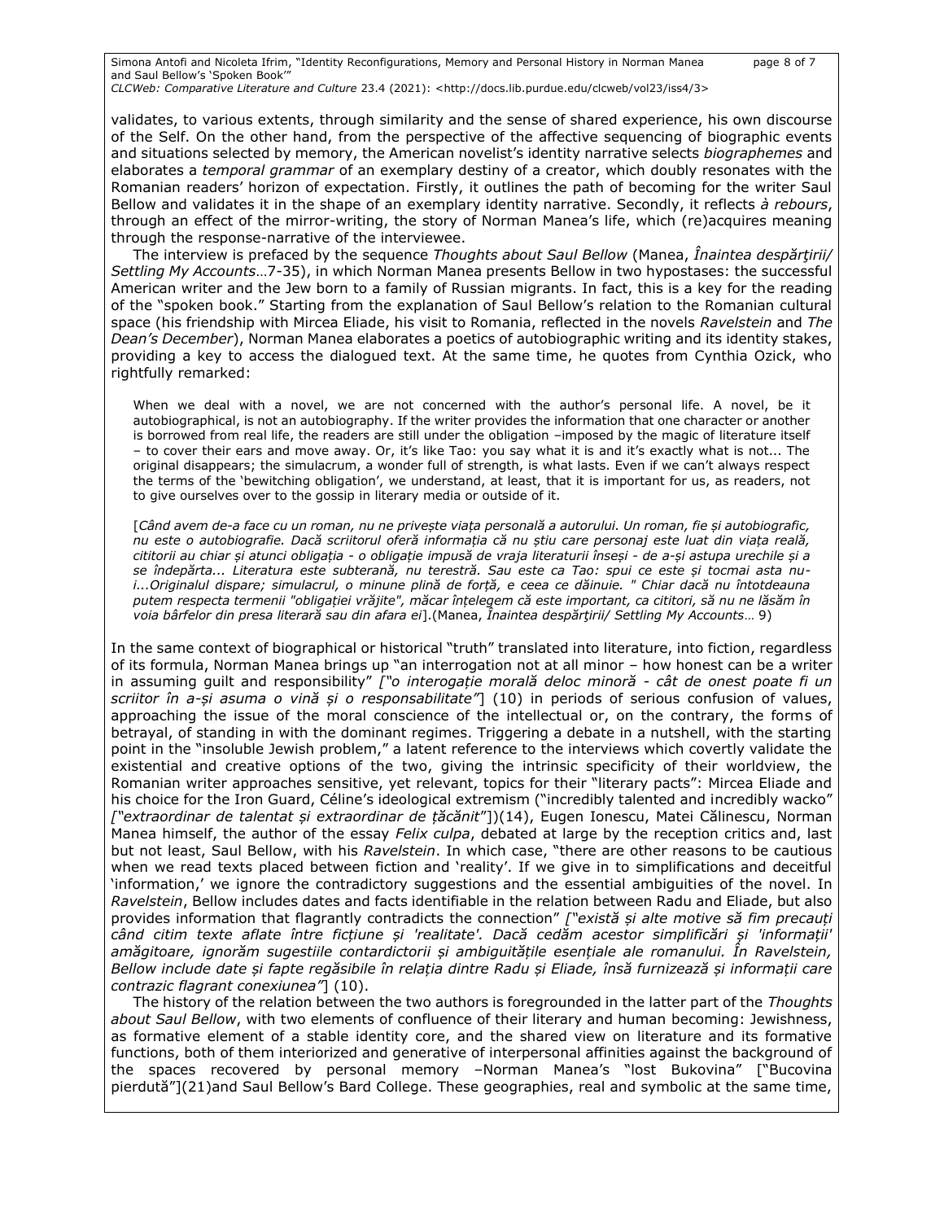validates, to various extents, through similarity and the sense of shared experience, his own discourse of the Self. On the other hand, from the perspective of the affective sequencing of biographic events and situations selected by memory, the American novelist's identity narrative selects *biographemes* and elaborates a *temporal grammar* of an exemplary destiny of a creator, which doubly resonates with the Romanian readers' horizon of expectation. Firstly, it outlines the path of becoming for the writer Saul Bellow and validates it in the shape of an exemplary identity narrative. Secondly, it reflects *à rebours*, through an effect of the mirror-writing, the story of Norman Manea's life, which (re)acquires meaning through the response-narrative of the interviewee.

The interview is prefaced by the sequence *Thoughts about Saul Bellow* (Manea, *Înaintea despărţirii/ Settling My Accounts*…7-35), in which Norman Manea presents Bellow in two hypostases: the successful American writer and the Jew born to a family of Russian migrants. In fact, this is a key for the reading of the "spoken book." Starting from the explanation of Saul Bellow's relation to the Romanian cultural space (his friendship with Mircea Eliade, his visit to Romania, reflected in the novels *Ravelstein* and *The Dean's December*), Norman Manea elaborates a poetics of autobiographic writing and its identity stakes, providing a key to access the dialogued text. At the same time, he quotes from Cynthia Ozick, who rightfully remarked:

> When we deal with a novel, we are not concerned with the author's personal life. A novel, be it autobiographical, is not an autobiography. If the writer provides the information that one character or another is borrowed from real life, the readers are still under the obligation –imposed by the magic of literature itself – to cover their ears and move away. Or, it's like Tao: you say what it is and it's exactly what is not... The original disappears; the simulacrum, a wonder full of strength, is what lasts. Even if we can't always respect the terms of the 'bewitching obligation', we understand, at least, that it is important for us, as readers, not to give ourselves over to the gossip in literary media or outside of it.
>
> [*Când avem de-a face cu un roman, nu ne priveşte viaţa personală a autorului. Un roman, fie şi autobiografic, nu este o autobiografie. Dacă scriitorul oferă informaţia că nu ştiu care personaj este luat din viaţa reală, cititorii au chiar şi atunci obligaţia - o obligaţie impusă de vraja literaturii înseşi - de a-şi astupa urechile şi a se îndepărta... Literatura este subterană, nu terestră. Sau este ca Tao: spui ce este şi tocmai asta nu-i...Originalul dispare; simulacrul, o minune plină de forţă, e ceea ce dăinuie. " Chiar dacă nu întotdeauna putem respecta termenii "obligaţiei vrăjite", măcar înţelegem că este important, ca cititori, să nu ne lăsăm în voia bârfelor din presa literară sau din afara ei*].(Manea, *Înaintea despărţirii/ Settling My Accounts*… 9)

In the same context of biographical or historical "truth" translated into literature, into fiction, regardless of its formula, Norman Manea brings up "an interrogation not at all minor – how honest can be a writer in assuming guilt and responsibility" *["o interogaţie morală deloc minoră - cât de onest poate fi un scriitor în a-şi asuma o vină şi o responsabilitate"*] (10) in periods of serious confusion of values, approaching the issue of the moral conscience of the intellectual or, on the contrary, the forms of betrayal, of standing in with the dominant regimes. Triggering a debate in a nutshell, with the starting point in the "insoluble Jewish problem," a latent reference to the interviews which covertly validate the existential and creative options of the two, giving the intrinsic specificity of their worldview, the Romanian writer approaches sensitive, yet relevant, topics for their "literary pacts": Mircea Eliade and his choice for the Iron Guard, Céline's ideological extremism ("incredibly talented and incredibly wacko" *["extraordinar de talentat şi extraordinar de ţăcănit*"])(14), Eugen Ionescu, Matei Călinescu, Norman Manea himself, the author of the essay *Felix culpa*, debated at large by the reception critics and, last but not least, Saul Bellow, with his *Ravelstein*. In which case, "there are other reasons to be cautious when we read texts placed between fiction and 'reality'. If we give in to simplifications and deceitful 'information,' we ignore the contradictory suggestions and the essential ambiguities of the novel. In *Ravelstein*, Bellow includes dates and facts identifiable in the relation between Radu and Eliade, but also provides information that flagrantly contradicts the connection" *["există şi alte motive să fim precauţi când citim texte aflate între ficţiune şi 'realitate'. Dacă cedăm acestor simplificări şi 'informaţii' amăgitoare, ignorăm sugestiile contardictorii şi ambiguităţile esenţiale ale romanului. În Ravelstein, Bellow include date şi fapte regăsibile în relaţia dintre Radu şi Eliade, însă furnizează şi informaţii care contrazic flagrant conexiunea"*] (10).

The history of the relation between the two authors is foregrounded in the latter part of the *Thoughts about Saul Bellow*, with two elements of confluence of their literary and human becoming: Jewishness, as formative element of a stable identity core, and the shared view on literature and its formative functions, both of them interiorized and generative of interpersonal affinities against the background of the spaces recovered by personal memory –Norman Manea's "lost Bukovina" ["Bucovina pierdută"](21)and Saul Bellow's Bard College. These geographies, real and symbolic at the same time,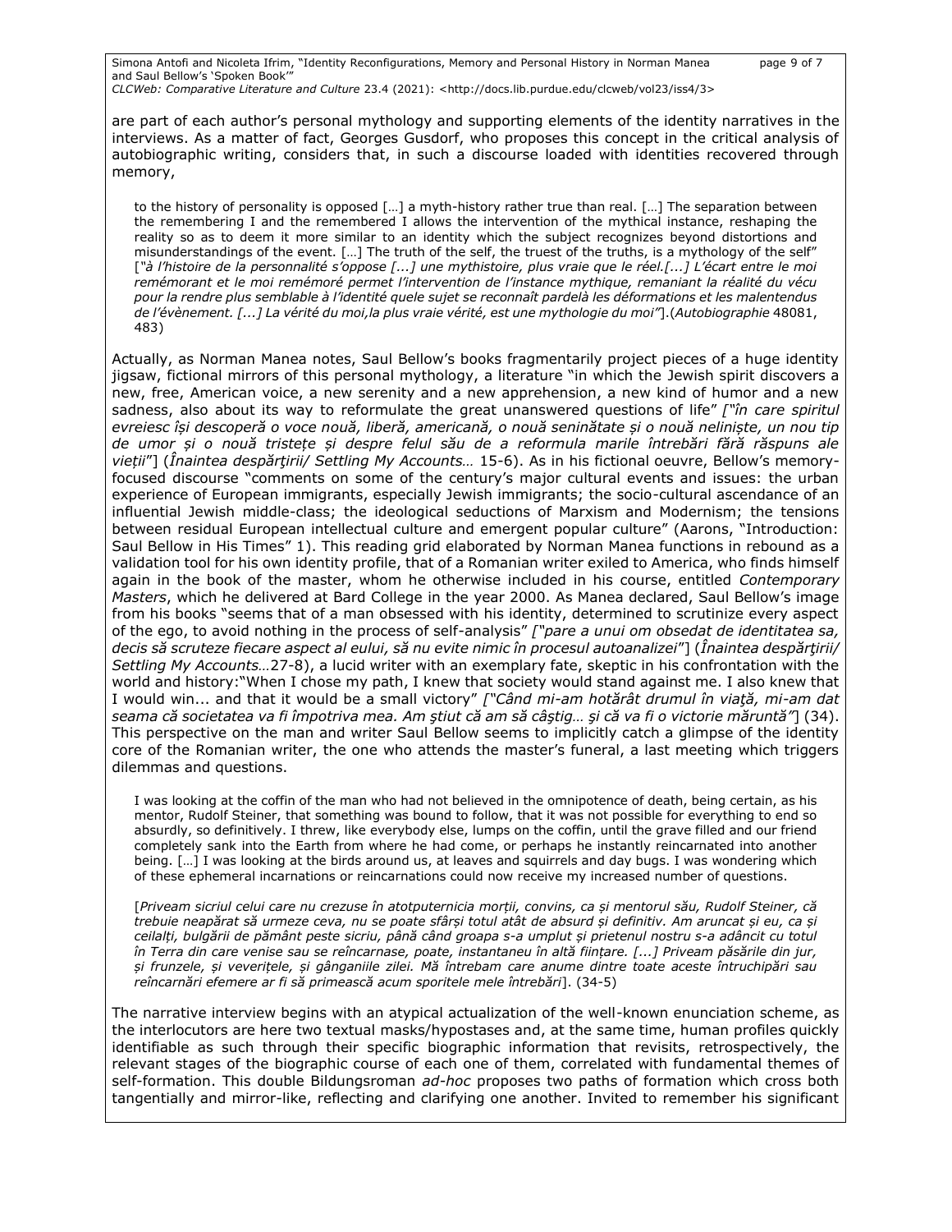are part of each author's personal mythology and supporting elements of the identity narratives in the interviews. As a matter of fact, Georges Gusdorf, who proposes this concept in the critical analysis of autobiographic writing, considers that, in such a discourse loaded with identities recovered through memory,

> to the history of personality is opposed […] a myth-history rather true than real. […] The separation between the remembering I and the remembered I allows the intervention of the mythical instance, reshaping the reality so as to deem it more similar to an identity which the subject recognizes beyond distortions and misunderstandings of the event. […] The truth of the self, the truest of the truths, is a mythology of the self" [*"à l'histoire de la personnalité s'oppose [...] une mythistoire, plus vraie que le réel.[...] L'écart entre le moi remémorant et le moi remémoré permet l'intervention de l'instance mythique, remaniant la réalité du vécu pour la rendre plus semblable à l'identité quele sujet se reconnaît pardelà les déformations et les malentendus de l'évènement. [...] La vérité du moi,la plus vraie vérité, est une mythologie du moi"*].(*Autobiographie* 48081, 483)

Actually, as Norman Manea notes, Saul Bellow's books fragmentarily project pieces of a huge identity jigsaw, fictional mirrors of this personal mythology, a literature "in which the Jewish spirit discovers a new, free, American voice, a new serenity and a new apprehension, a new kind of humor and a new sadness, also about its way to reformulate the great unanswered questions of life" *["în care spiritul evreiesc își descoperă o voce nouă, liberă, americană, o nouă seninătate și o nouă neliniște, un nou tip de umor și o nouă tristețe și despre felul său de a reformula marile întrebări fără răspuns ale vieții"*] (*Înaintea despărţirii/ Settling My Accounts…* 15-6). As in his fictional oeuvre, Bellow's memory-focused discourse "comments on some of the century's major cultural events and issues: the urban experience of European immigrants, especially Jewish immigrants; the socio-cultural ascendance of an influential Jewish middle-class; the ideological seductions of Marxism and Modernism; the tensions between residual European intellectual culture and emergent popular culture" (Aarons, "Introduction: Saul Bellow in His Times" 1). This reading grid elaborated by Norman Manea functions in rebound as a validation tool for his own identity profile, that of a Romanian writer exiled to America, who finds himself again in the book of the master, whom he otherwise included in his course, entitled *Contemporary Masters*, which he delivered at Bard College in the year 2000. As Manea declared, Saul Bellow's image from his books "seems that of a man obsessed with his identity, determined to scrutinize every aspect of the ego, to avoid nothing in the process of self-analysis" *["pare a unui om obsedat de identitatea sa, decis să scruteze fiecare aspect al eului, să nu evite nimic în procesul autoanalizei"*] (*Înaintea despărţirii/ Settling My Accounts…*27-8), a lucid writer with an exemplary fate, skeptic in his confrontation with the world and history:"When I chose my path, I knew that society would stand against me. I also knew that I would win... and that it would be a small victory" *["Când mi-am hotărât drumul în viaţă, mi-am dat seama că societatea va fi împotriva mea. Am ştiut că am să câştig… şi că va fi o victorie măruntă"*] (34). This perspective on the man and writer Saul Bellow seems to implicitly catch a glimpse of the identity core of the Romanian writer, the one who attends the master's funeral, a last meeting which triggers dilemmas and questions.

> I was looking at the coffin of the man who had not believed in the omnipotence of death, being certain, as his mentor, Rudolf Steiner, that something was bound to follow, that it was not possible for everything to end so absurdly, so definitively. I threw, like everybody else, lumps on the coffin, until the grave filled and our friend completely sank into the Earth from where he had come, or perhaps he instantly reincarnated into another being. […] I was looking at the birds around us, at leaves and squirrels and day bugs. I was wondering which of these ephemeral incarnations or reincarnations could now receive my increased number of questions.
>
> [*Priveam sicriul celui care nu crezuse în atotputernicia morții, convins, ca și mentorul său, Rudolf Steiner, că trebuie neapărat să urmeze ceva, nu se poate sfârși totul atât de absurd și definitiv. Am aruncat și eu, ca și ceilalți, bulgării de pământ peste sicriu, până când groapa s-a umplut și prietenul nostru s-a adâncit cu totul în Terra din care venise sau se reîncarnase, poate, instantaneu în altă ființare. [...] Priveam păsările din jur, și frunzele, și veverițele, și gânganiile zilei. Mă întrebam care anume dintre toate aceste întruchipări sau reîncarnări efemere ar fi să primească acum sporitele mele întrebări*]. (34-5)

The narrative interview begins with an atypical actualization of the well-known enunciation scheme, as the interlocutors are here two textual masks/hypostases and, at the same time, human profiles quickly identifiable as such through their specific biographic information that revisits, retrospectively, the relevant stages of the biographic course of each one of them, correlated with fundamental themes of self-formation. This double Bildungsroman *ad-hoc* proposes two paths of formation which cross both tangentially and mirror-like, reflecting and clarifying one another. Invited to remember his significant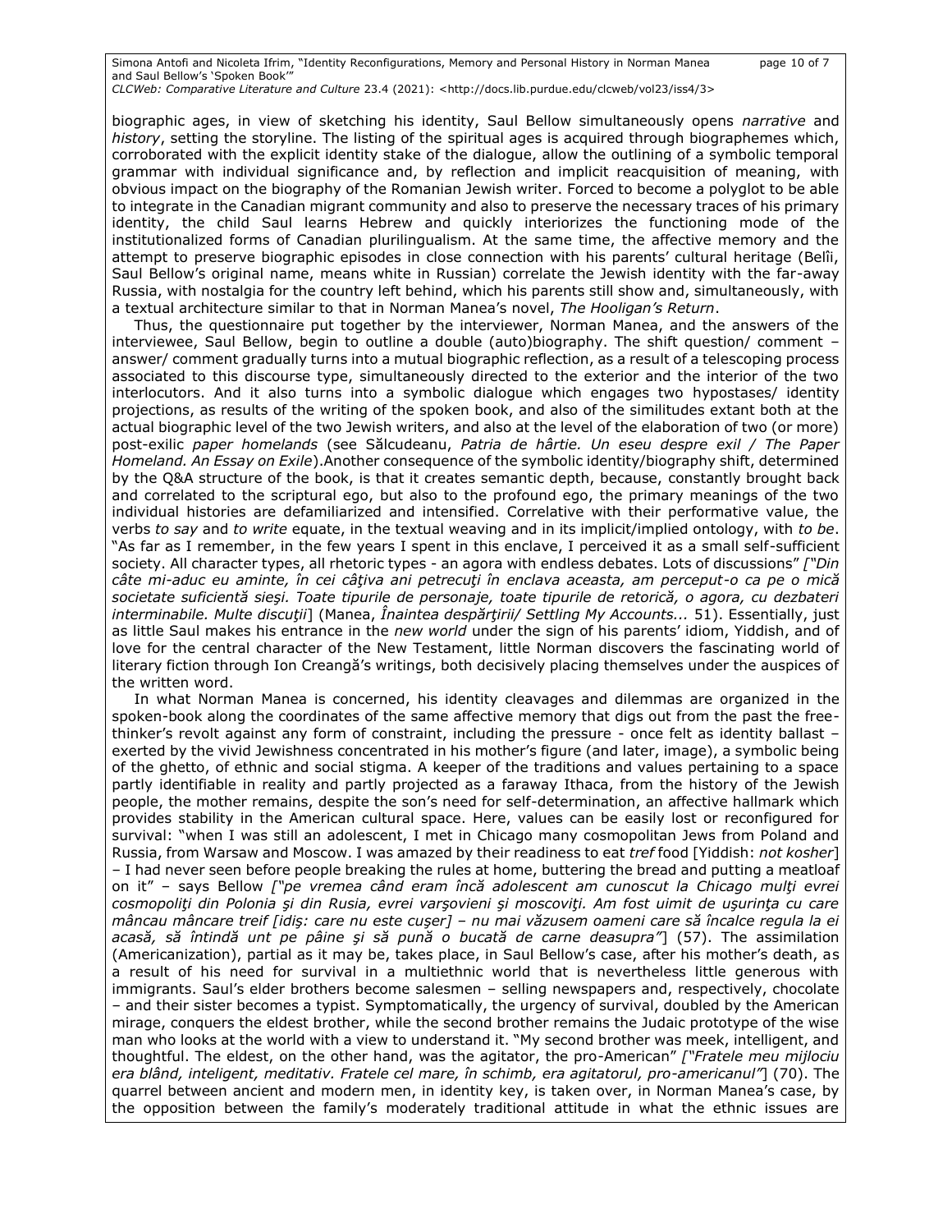biographic ages, in view of sketching his identity, Saul Bellow simultaneously opens *narrative* and *history*, setting the storyline. The listing of the spiritual ages is acquired through biographemes which, corroborated with the explicit identity stake of the dialogue, allow the outlining of a symbolic temporal grammar with individual significance and, by reflection and implicit reacquisition of meaning, with obvious impact on the biography of the Romanian Jewish writer. Forced to become a polyglot to be able to integrate in the Canadian migrant community and also to preserve the necessary traces of his primary identity, the child Saul learns Hebrew and quickly interiorizes the functioning mode of the institutionalized forms of Canadian plurilingualism. At the same time, the affective memory and the attempt to preserve biographic episodes in close connection with his parents' cultural heritage (Belîi, Saul Bellow's original name, means white in Russian) correlate the Jewish identity with the far-away Russia, with nostalgia for the country left behind, which his parents still show and, simultaneously, with a textual architecture similar to that in Norman Manea's novel, *The Hooligan's Return*.

Thus, the questionnaire put together by the interviewer, Norman Manea, and the answers of the interviewee, Saul Bellow, begin to outline a double (auto)biography. The shift question/ comment – answer/ comment gradually turns into a mutual biographic reflection, as a result of a telescoping process associated to this discourse type, simultaneously directed to the exterior and the interior of the two interlocutors. And it also turns into a symbolic dialogue which engages two hypostases/ identity projections, as results of the writing of the spoken book, and also of the similitudes extant both at the actual biographic level of the two Jewish writers, and also at the level of the elaboration of two (or more) post-exilic *paper homelands* (see Sălcudeanu, *Patria de hârtie. Un eseu despre exil / The Paper Homeland. An Essay on Exile*).Another consequence of the symbolic identity/biography shift, determined by the Q&A structure of the book, is that it creates semantic depth, because, constantly brought back and correlated to the scriptural ego, but also to the profound ego, the primary meanings of the two individual histories are defamiliarized and intensified. Correlative with their performative value, the verbs *to say* and *to write* equate, in the textual weaving and in its implicit/implied ontology, with *to be*. "As far as I remember, in the few years I spent in this enclave, I perceived it as a small self-sufficient society. All character types, all rhetoric types - an agora with endless debates. Lots of discussions" *["Din câte mi-aduc eu aminte, în cei câţiva ani petrecuţi în enclava aceasta, am perceput-o ca pe o mică societate suficientă sieşi. Toate tipurile de personaje, toate tipurile de retorică, o agora, cu dezbateri interminabile. Multe discuţii*] (Manea, *Înaintea despărţirii/ Settling My Accounts...* 51). Essentially, just as little Saul makes his entrance in the *new world* under the sign of his parents' idiom, Yiddish, and of love for the central character of the New Testament, little Norman discovers the fascinating world of literary fiction through Ion Creangă's writings, both decisively placing themselves under the auspices of the written word.

In what Norman Manea is concerned, his identity cleavages and dilemmas are organized in the spoken-book along the coordinates of the same affective memory that digs out from the past the free-thinker's revolt against any form of constraint, including the pressure - once felt as identity ballast – exerted by the vivid Jewishness concentrated in his mother's figure (and later, image), a symbolic being of the ghetto, of ethnic and social stigma. A keeper of the traditions and values pertaining to a space partly identifiable in reality and partly projected as a faraway Ithaca, from the history of the Jewish people, the mother remains, despite the son's need for self-determination, an affective hallmark which provides stability in the American cultural space. Here, values can be easily lost or reconfigured for survival: "when I was still an adolescent, I met in Chicago many cosmopolitan Jews from Poland and Russia, from Warsaw and Moscow. I was amazed by their readiness to eat *tref* food [Yiddish: *not kosher*] – I had never seen before people breaking the rules at home, buttering the bread and putting a meatloaf on it" – says Bellow *["pe vremea când eram încă adolescent am cunoscut la Chicago mulţi evrei cosmopoliţi din Polonia şi din Rusia, evrei varşovieni şi moscoviţi. Am fost uimit de uşurinţa cu care mâncau mâncare treif [idiş: care nu este cuşer] – nu mai văzusem oameni care să încalce regula la ei acasă, să întindă unt pe pâine şi să pună o bucată de carne deasupra"*] (57). The assimilation (Americanization), partial as it may be, takes place, in Saul Bellow's case, after his mother's death, as a result of his need for survival in a multiethnic world that is nevertheless little generous with immigrants. Saul's elder brothers become salesmen – selling newspapers and, respectively, chocolate – and their sister becomes a typist. Symptomatically, the urgency of survival, doubled by the American mirage, conquers the eldest brother, while the second brother remains the Judaic prototype of the wise man who looks at the world with a view to understand it. "My second brother was meek, intelligent, and thoughtful. The eldest, on the other hand, was the agitator, the pro-American" *["Fratele meu mijlociu era blând, inteligent, meditativ. Fratele cel mare, în schimb, era agitatorul, pro-americanul"*] (70). The quarrel between ancient and modern men, in identity key, is taken over, in Norman Manea's case, by the opposition between the family's moderately traditional attitude in what the ethnic issues are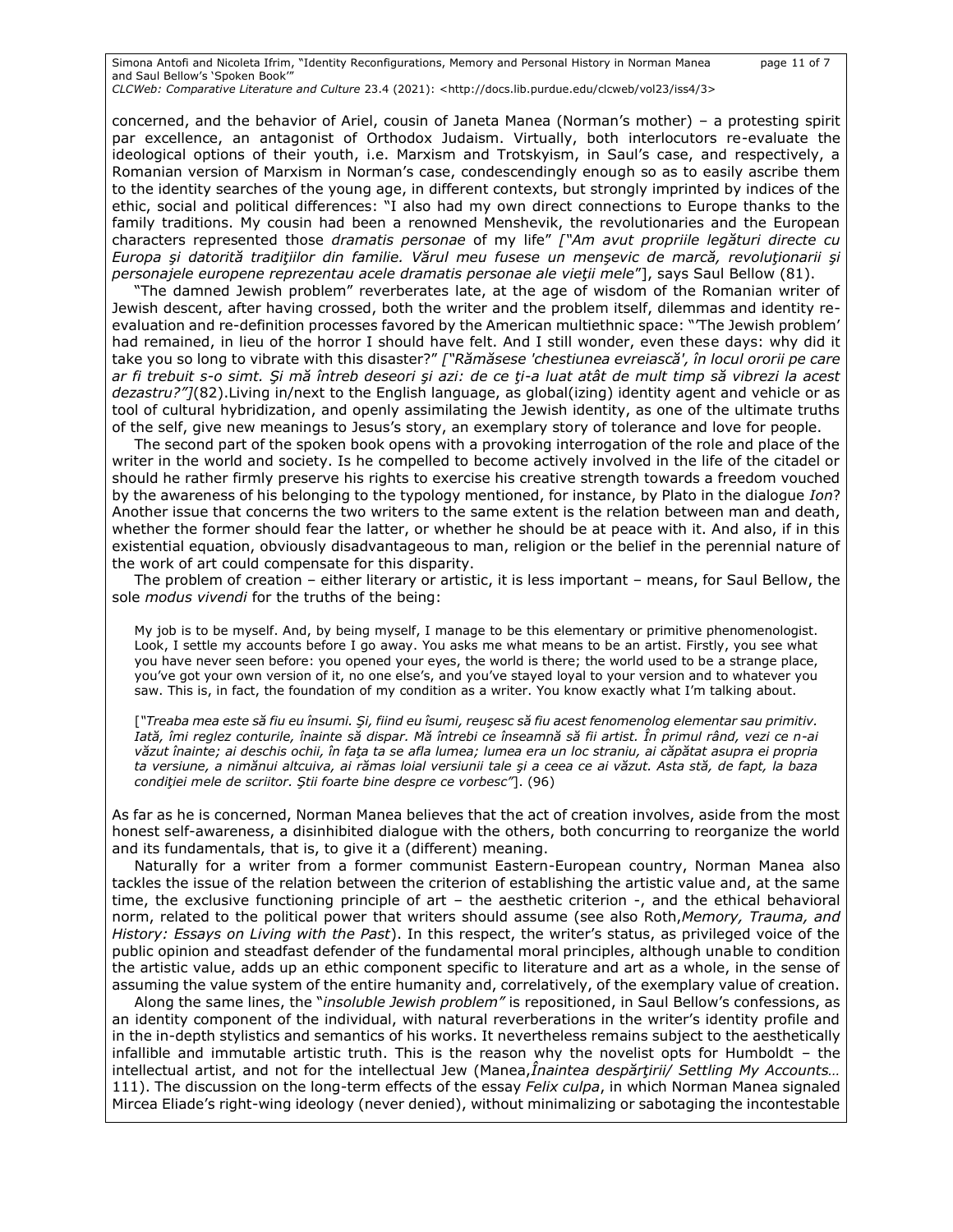concerned, and the behavior of Ariel, cousin of Janeta Manea (Norman's mother) – a protesting spirit par excellence, an antagonist of Orthodox Judaism. Virtually, both interlocutors re-evaluate the ideological options of their youth, i.e. Marxism and Trotskyism, in Saul's case, and respectively, a Romanian version of Marxism in Norman's case, condescendingly enough so as to easily ascribe them to the identity searches of the young age, in different contexts, but strongly imprinted by indices of the ethic, social and political differences: "I also had my own direct connections to Europe thanks to the family traditions. My cousin had been a renowned Menshevik, the revolutionaries and the European characters represented those *dramatis personae* of my life" *["Am avut propriile legături directe cu Europa şi datorită tradiţiilor din familie. Vărul meu fusese un menşevic de marcă, revoluţionarii şi personajele europene reprezentau acele dramatis personae ale vieţii mele"*], says Saul Bellow (81).

"The damned Jewish problem" reverberates late, at the age of wisdom of the Romanian writer of Jewish descent, after having crossed, both the writer and the problem itself, dilemmas and identity re-evaluation and re-definition processes favored by the American multiethnic space: "'The Jewish problem' had remained, in lieu of the horror I should have felt. And I still wonder, even these days: why did it take you so long to vibrate with this disaster?" *["Rămăsese 'chestiunea evreiască', în locul ororii pe care ar fi trebuit s-o simt. Şi mă întreb deseori şi azi: de ce ţi-a luat atât de mult timp să vibrezi la acest dezastru?"]*(82).Living in/next to the English language, as global(izing) identity agent and vehicle or as tool of cultural hybridization, and openly assimilating the Jewish identity, as one of the ultimate truths of the self, give new meanings to Jesus's story, an exemplary story of tolerance and love for people.

The second part of the spoken book opens with a provoking interrogation of the role and place of the writer in the world and society. Is he compelled to become actively involved in the life of the citadel or should he rather firmly preserve his rights to exercise his creative strength towards a freedom vouched by the awareness of his belonging to the typology mentioned, for instance, by Plato in the dialogue *Ion*? Another issue that concerns the two writers to the same extent is the relation between man and death, whether the former should fear the latter, or whether he should be at peace with it. And also, if in this existential equation, obviously disadvantageous to man, religion or the belief in the perennial nature of the work of art could compensate for this disparity.

The problem of creation – either literary or artistic, it is less important – means, for Saul Bellow, the sole *modus vivendi* for the truths of the being:

> My job is to be myself. And, by being myself, I manage to be this elementary or primitive phenomenologist. Look, I settle my accounts before I go away. You asks me what means to be an artist. Firstly, you see what you have never seen before: you opened your eyes, the world is there; the world used to be a strange place, you've got your own version of it, no one else's, and you've stayed loyal to your version and to whatever you saw. This is, in fact, the foundation of my condition as a writer. You know exactly what I'm talking about.
>
> [*"Treaba mea este să fiu eu însumi. Şi, fiind eu însumi, reuşesc să fiu acest fenomenolog elementar sau primitiv. Iată, îmi reglez conturile, înainte să dispar. Mă întrebi ce înseamnă să fii artist. În primul rând, vezi ce n-ai văzut înainte; ai deschis ochii, în faţa ta se afla lumea; lumea era un loc straniu, ai căpătat asupra ei propria ta versiune, a nimănui altcuiva, ai rămas loial versiunii tale şi a ceea ce ai văzut. Asta stă, de fapt, la baza condiţiei mele de scriitor. Ştii foarte bine despre ce vorbesc"*]. (96)

As far as he is concerned, Norman Manea believes that the act of creation involves, aside from the most honest self-awareness, a disinhibited dialogue with the others, both concurring to reorganize the world and its fundamentals, that is, to give it a (different) meaning.

Naturally for a writer from a former communist Eastern-European country, Norman Manea also tackles the issue of the relation between the criterion of establishing the artistic value and, at the same time, the exclusive functioning principle of art – the aesthetic criterion -, and the ethical behavioral norm, related to the political power that writers should assume (see also Roth,*Memory, Trauma, and History: Essays on Living with the Past*). In this respect, the writer's status, as privileged voice of the public opinion and steadfast defender of the fundamental moral principles, although unable to condition the artistic value, adds up an ethic component specific to literature and art as a whole, in the sense of assuming the value system of the entire humanity and, correlatively, of the exemplary value of creation.

Along the same lines, the "*insoluble Jewish problem"* is repositioned, in Saul Bellow's confessions, as an identity component of the individual, with natural reverberations in the writer's identity profile and in the in-depth stylistics and semantics of his works. It nevertheless remains subject to the aesthetically infallible and immutable artistic truth. This is the reason why the novelist opts for Humboldt – the intellectual artist, and not for the intellectual Jew (Manea,*Înaintea despărţirii/ Settling My Accounts…* 111). The discussion on the long-term effects of the essay *Felix culpa*, in which Norman Manea signaled Mircea Eliade's right-wing ideology (never denied), without minimalizing or sabotaging the incontestable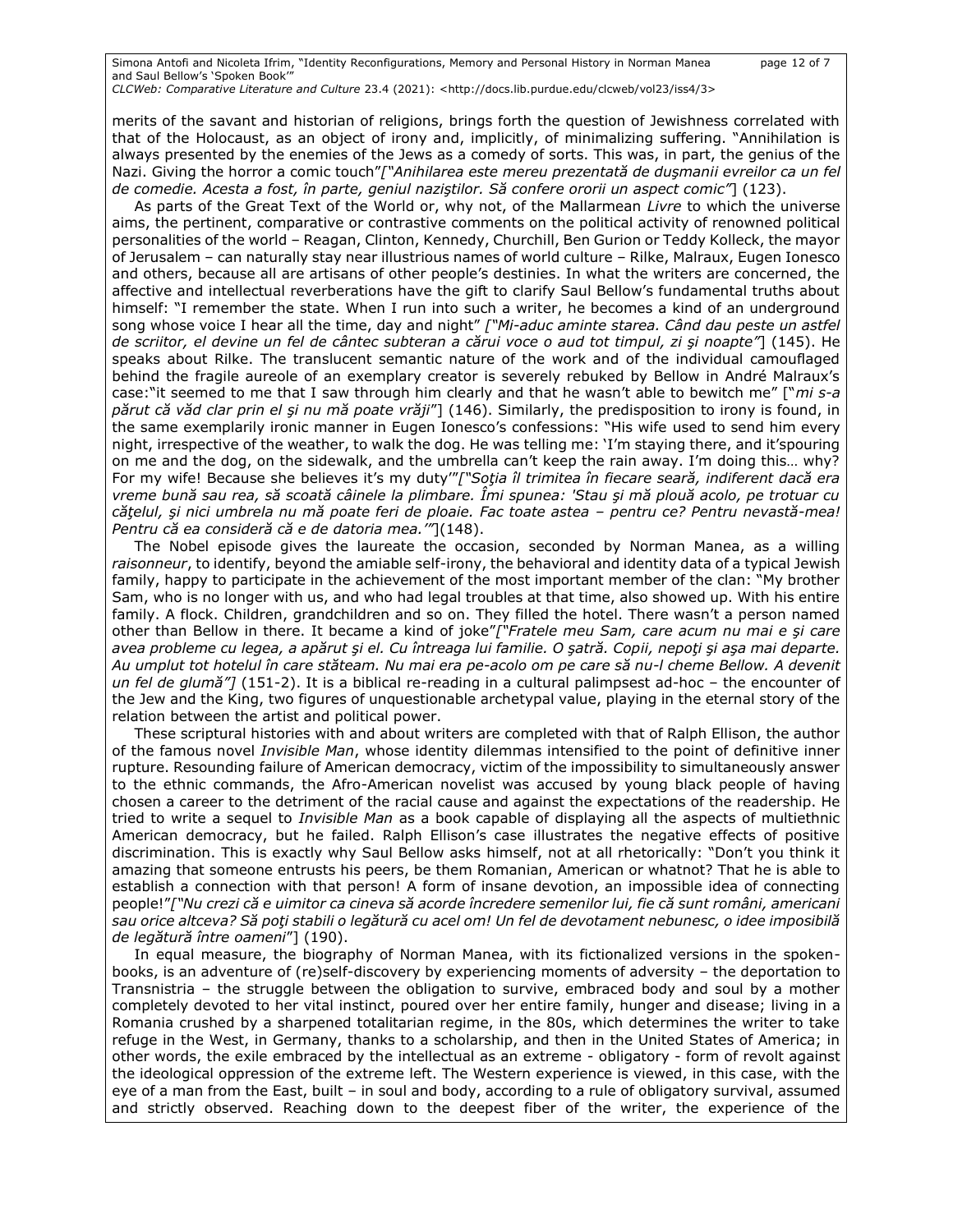merits of the savant and historian of religions, brings forth the question of Jewishness correlated with that of the Holocaust, as an object of irony and, implicitly, of minimalizing suffering. "Annihilation is always presented by the enemies of the Jews as a comedy of sorts. This was, in part, the genius of the Nazi. Giving the horror a comic touch"*["Anihilarea este mereu prezentată de duşmanii evreilor ca un fel de comedie. Acesta a fost, în parte, geniul naziştilor. Să confere ororii un aspect comic"*] (123).

As parts of the Great Text of the World or, why not, of the Mallarmean *Livre* to which the universe aims, the pertinent, comparative or contrastive comments on the political activity of renowned political personalities of the world – Reagan, Clinton, Kennedy, Churchill, Ben Gurion or Teddy Kolleck, the mayor of Jerusalem – can naturally stay near illustrious names of world culture – Rilke, Malraux, Eugen Ionesco and others, because all are artisans of other people's destinies. In what the writers are concerned, the affective and intellectual reverberations have the gift to clarify Saul Bellow's fundamental truths about himself: "I remember the state. When I run into such a writer, he becomes a kind of an underground song whose voice I hear all the time, day and night" *["Mi-aduc aminte starea. Când dau peste un astfel de scriitor, el devine un fel de cântec subteran a cărui voce o aud tot timpul, zi şi noapte"*] (145). He speaks about Rilke. The translucent semantic nature of the work and of the individual camouflaged behind the fragile aureole of an exemplary creator is severely rebuked by Bellow in André Malraux's case:"it seemed to me that I saw through him clearly and that he wasn't able to bewitch me" ["*mi s-a părut că văd clar prin el şi nu mă poate vrăji*"] (146). Similarly, the predisposition to irony is found, in the same exemplarily ironic manner in Eugen Ionesco's confessions: "His wife used to send him every night, irrespective of the weather, to walk the dog. He was telling me: 'I'm staying there, and it'spouring on me and the dog, on the sidewalk, and the umbrella can't keep the rain away. I'm doing this… why? For my wife! Because she believes it's my duty'"*["Soţia îl trimitea în fiecare seară, indiferent dacă era vreme bună sau rea, să scoată câinele la plimbare. Îmi spunea: 'Stau şi mă plouă acolo, pe trotuar cu căţelul, şi nici umbrela nu mă poate feri de ploaie. Fac toate astea – pentru ce? Pentru nevastă-mea! Pentru că ea consideră că e de datoria mea.'"*](148).

The Nobel episode gives the laureate the occasion, seconded by Norman Manea, as a willing *raisonneur*, to identify, beyond the amiable self-irony, the behavioral and identity data of a typical Jewish family, happy to participate in the achievement of the most important member of the clan: "My brother Sam, who is no longer with us, and who had legal troubles at that time, also showed up. With his entire family. A flock. Children, grandchildren and so on. They filled the hotel. There wasn't a person named other than Bellow in there. It became a kind of joke"*["Fratele meu Sam, care acum nu mai e şi care avea probleme cu legea, a apărut şi el. Cu întreaga lui familie. O şatră. Copii, nepoţi şi aşa mai departe. Au umplut tot hotelul în care stăteam. Nu mai era pe-acolo om pe care să nu-l cheme Bellow. A devenit un fel de glumă"]* (151-2). It is a biblical re-reading in a cultural palimpsest ad-hoc – the encounter of the Jew and the King, two figures of unquestionable archetypal value, playing in the eternal story of the relation between the artist and political power.

These scriptural histories with and about writers are completed with that of Ralph Ellison, the author of the famous novel *Invisible Man*, whose identity dilemmas intensified to the point of definitive inner rupture. Resounding failure of American democracy, victim of the impossibility to simultaneously answer to the ethnic commands, the Afro-American novelist was accused by young black people of having chosen a career to the detriment of the racial cause and against the expectations of the readership. He tried to write a sequel to *Invisible Man* as a book capable of displaying all the aspects of multiethnic American democracy, but he failed. Ralph Ellison's case illustrates the negative effects of positive discrimination. This is exactly why Saul Bellow asks himself, not at all rhetorically: "Don't you think it amazing that someone entrusts his peers, be them Romanian, American or whatnot? That he is able to establish a connection with that person! A form of insane devotion, an impossible idea of connecting people!"*["Nu crezi că e uimitor ca cineva să acorde încredere semenilor lui, fie că sunt români, americani sau orice altceva? Să poţi stabili o legătură cu acel om! Un fel de devotament nebunesc, o idee imposibilă de legătură între oameni*"] (190).

In equal measure, the biography of Norman Manea, with its fictionalized versions in the spoken-books, is an adventure of (re)self-discovery by experiencing moments of adversity – the deportation to Transnistria – the struggle between the obligation to survive, embraced body and soul by a mother completely devoted to her vital instinct, poured over her entire family, hunger and disease; living in a Romania crushed by a sharpened totalitarian regime, in the 80s, which determines the writer to take refuge in the West, in Germany, thanks to a scholarship, and then in the United States of America; in other words, the exile embraced by the intellectual as an extreme - obligatory - form of revolt against the ideological oppression of the extreme left. The Western experience is viewed, in this case, with the eye of a man from the East, built – in soul and body, according to a rule of obligatory survival, assumed and strictly observed. Reaching down to the deepest fiber of the writer, the experience of the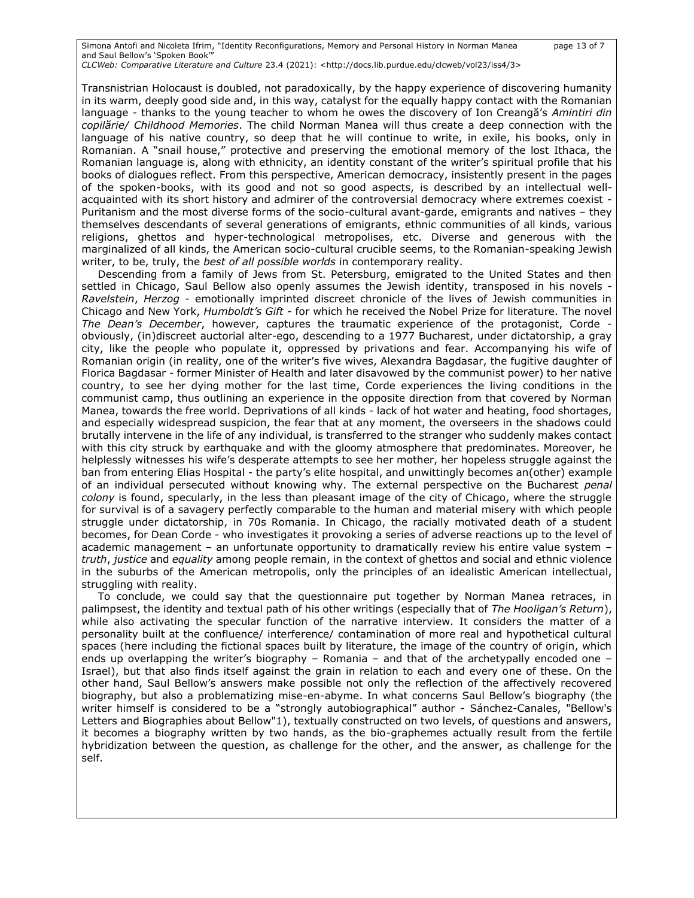Transnistrian Holocaust is doubled, not paradoxically, by the happy experience of discovering humanity in its warm, deeply good side and, in this way, catalyst for the equally happy contact with the Romanian language - thanks to the young teacher to whom he owes the discovery of Ion Creangă's *Amintiri din copilărie/ Childhood Memories*. The child Norman Manea will thus create a deep connection with the language of his native country, so deep that he will continue to write, in exile, his books, only in Romanian. A "snail house," protective and preserving the emotional memory of the lost Ithaca, the Romanian language is, along with ethnicity, an identity constant of the writer's spiritual profile that his books of dialogues reflect. From this perspective, American democracy, insistently present in the pages of the spoken-books, with its good and not so good aspects, is described by an intellectual well-acquainted with its short history and admirer of the controversial democracy where extremes coexist - Puritanism and the most diverse forms of the socio-cultural avant-garde, emigrants and natives – they themselves descendants of several generations of emigrants, ethnic communities of all kinds, various religions, ghettos and hyper-technological metropolises, etc. Diverse and generous with the marginalized of all kinds, the American socio-cultural crucible seems, to the Romanian-speaking Jewish writer, to be, truly, the *best of all possible worlds* in contemporary reality.

Descending from a family of Jews from St. Petersburg, emigrated to the United States and then settled in Chicago, Saul Bellow also openly assumes the Jewish identity, transposed in his novels - *Ravelstein*, *Herzog* - emotionally imprinted discreet chronicle of the lives of Jewish communities in Chicago and New York, *Humboldt's Gift* - for which he received the Nobel Prize for literature. The novel *The Dean's December*, however, captures the traumatic experience of the protagonist, Corde - obviously, (in)discreet auctorial alter-ego, descending to a 1977 Bucharest, under dictatorship, a gray city, like the people who populate it, oppressed by privations and fear. Accompanying his wife of Romanian origin (in reality, one of the writer's five wives, Alexandra Bagdasar, the fugitive daughter of Florica Bagdasar - former Minister of Health and later disavowed by the communist power) to her native country, to see her dying mother for the last time, Corde experiences the living conditions in the communist camp, thus outlining an experience in the opposite direction from that covered by Norman Manea, towards the free world. Deprivations of all kinds - lack of hot water and heating, food shortages, and especially widespread suspicion, the fear that at any moment, the overseers in the shadows could brutally intervene in the life of any individual, is transferred to the stranger who suddenly makes contact with this city struck by earthquake and with the gloomy atmosphere that predominates. Moreover, he helplessly witnesses his wife's desperate attempts to see her mother, her hopeless struggle against the ban from entering Elias Hospital - the party's elite hospital, and unwittingly becomes an(other) example of an individual persecuted without knowing why. The external perspective on the Bucharest *penal colony* is found, specularly, in the less than pleasant image of the city of Chicago, where the struggle for survival is of a savagery perfectly comparable to the human and material misery with which people struggle under dictatorship, in 70s Romania. In Chicago, the racially motivated death of a student becomes, for Dean Corde - who investigates it provoking a series of adverse reactions up to the level of academic management – an unfortunate opportunity to dramatically review his entire value system – *truth*, *justice* and *equality* among people remain, in the context of ghettos and social and ethnic violence in the suburbs of the American metropolis, only the principles of an idealistic American intellectual, struggling with reality.

To conclude, we could say that the questionnaire put together by Norman Manea retraces, in palimpsest, the identity and textual path of his other writings (especially that of *The Hooligan's Return*), while also activating the specular function of the narrative interview. It considers the matter of a personality built at the confluence/ interference/ contamination of more real and hypothetical cultural spaces (here including the fictional spaces built by literature, the image of the country of origin, which ends up overlapping the writer's biography – Romania – and that of the archetypally encoded one – Israel), but that also finds itself against the grain in relation to each and every one of these. On the other hand, Saul Bellow's answers make possible not only the reflection of the affectively recovered biography, but also a problematizing mise-en-abyme. In what concerns Saul Bellow's biography (the writer himself is considered to be a "strongly autobiographical" author - Sánchez-Canales, "Bellow's Letters and Biographies about Bellow"1), textually constructed on two levels, of questions and answers, it becomes a biography written by two hands, as the bio-graphemes actually result from the fertile hybridization between the question, as challenge for the other, and the answer, as challenge for the self.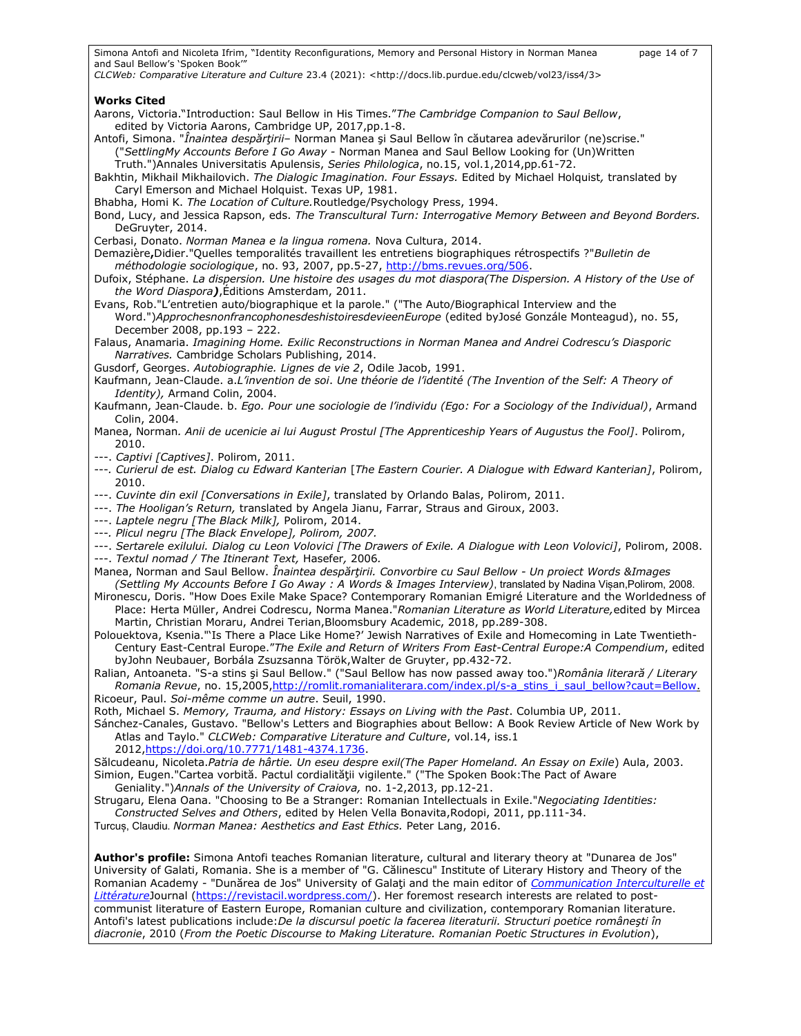## Works Cited

Aarons, Victoria."Introduction: Saul Bellow in His Times."*The Cambridge Companion to Saul Bellow*, edited by Victoria Aarons, Cambridge UP, 2017,pp.1-8.

Antofi, Simona. "*Înaintea despărţirii*– Norman Manea şi Saul Bellow în căutarea adevărurilor (ne)scrise." ("*SettlingMy Accounts Before I Go Away* - Norman Manea and Saul Bellow Looking for (Un)Written Truth.")Annales Universitatis Apulensis, *Series Philologica*, no.15, vol.1,2014,pp.61-72.

Bakhtin, Mikhail Mikhailovich. *The Dialogic Imagination. Four Essays.* Edited by Michael Holquist, translated by Caryl Emerson and Michael Holquist. Texas UP, 1981.

Bhabha, Homi K. *The Location of Culture.*Routledge/Psychology Press, 1994.

Bond, Lucy, and Jessica Rapson, eds. *The Transcultural Turn: Interrogative Memory Between and Beyond Borders.* DeGruyter, 2014.

Cerbasi, Donato. *Norman Manea e la lingua romena.* Nova Cultura, 2014.

Demazière**,**Didier."Quelles temporalités travaillent les entretiens biographiques rétrospectifs ?"*Bulletin de méthodologie sociologique*, no. 93, 2007, pp.5-27, http://bms.revues.org/506.

Dufoix, Stéphane. *La dispersion. Une histoire des usages du mot diaspora(The Dispersion. A History of the Use of the Word Diaspora***)**,Éditions Amsterdam, 2011.

Evans, Rob."L'entretien auto/biographique et la parole." ("The Auto/Biographical Interview and the Word.")*ApprochesnonfrancophonesdeshistoiresdevieenEurope* (edited byJosé Gonzále Monteagud), no. 55, December 2008, pp.193 – 222.

Falaus, Anamaria. *Imagining Home. Exilic Reconstructions in Norman Manea and Andrei Codrescu's Diasporic Narratives.* Cambridge Scholars Publishing, 2014.

Gusdorf, Georges. *Autobiographie. Lignes de vie 2*, Odile Jacob, 1991.

Kaufmann, Jean-Claude. a.*L'invention de soi*. *Une théorie de l'identité (The Invention of the Self: A Theory of Identity),* Armand Colin, 2004.

Kaufmann, Jean-Claude. b. *Ego. Pour une sociologie de l'individu (Ego: For a Sociology of the Individual)*, Armand Colin, 2004.

Manea, Norman*. Anii de ucenicie ai lui August Prostul [The Apprenticeship Years of Augustus the Fool]*. Polirom, 2010.

---. *Captivi [Captives]*. Polirom, 2011.

---. *Curierul de est. Dialog cu Edward Kanterian* [*The Eastern Courier. A Dialogue with Edward Kanterian]*, Polirom, 2010.

---. *Cuvinte din exil [Conversations in Exile]*, translated by Orlando Balas, Polirom, 2011.

---. *The Hooligan's Return,* translated by Angela Jianu, Farrar, Straus and Giroux, 2003.

---. *Laptele negru [The Black Milk],* Polirom, 2014.

---. *Plicul negru [The Black Envelope], Polirom, 2007.*

---. *Sertarele exilului. Dialog cu Leon Volovici [The Drawers of Exile. A Dialogue with Leon Volovici]*, Polirom, 2008.

---. *Textul nomad / The Itinerant Text,* Hasefer*,* 2006*.*

Manea, Norman and Saul Bellow. *Înaintea despărţirii. Convorbire cu Saul Bellow - Un proiect Words &Images (Settling My Accounts Before I Go Away : A Words & Images Interview)*, translated by Nadina Vişan,Polirom, 2008.

Mironescu, Doris. "How Does Exile Make Space? Contemporary Romanian Emigré Literature and the Worldedness of Place: Herta Müller, Andrei Codrescu, Norma Manea."*Romanian Literature as World Literature,*edited by Mircea Martin, Christian Moraru, Andrei Terian,Bloomsbury Academic, 2018, pp.289-308.

Polouektova, Ksenia."'Is There a Place Like Home?' Jewish Narratives of Exile and Homecoming in Late Twentieth-Century East-Central Europe."*The Exile and Return of Writers From East-Central Europe:A Compendium*, edited byJohn Neubauer, Borbála Zsuzsanna Török,Walter de Gruyter, pp.432-72.

Ralian, Antoaneta. "S-a stins şi Saul Bellow." ("Saul Bellow has now passed away too.")*România literară / Literary Romania Revue*, no. 15,2005,http://romlit.romanialiterara.com/index.pl/s-a_stins_i_saul_bellow?caut=Bellow.

Ricoeur, Paul. *Soi-même comme un autre*. Seuil, 1990.

Roth, Michael S. *Memory, Trauma, and History: Essays on Living with the Past*. Columbia UP, 2011.

Sánchez-Canales, Gustavo. "Bellow's Letters and Biographies about Bellow: A Book Review Article of New Work by Atlas and Taylo." *CLCWeb: Comparative Literature and Culture*, vol.14, iss.1 2012,https://doi.org/10.7771/1481-4374.1736.

Sălcudeanu, Nicoleta.*Patria de hârtie. Un eseu despre exil(The Paper Homeland. An Essay on Exile*) Aula, 2003.

Simion, Eugen."Cartea vorbită. Pactul cordialităţii vigilente." ("The Spoken Book:The Pact of Aware Geniality.")*Annals of the University of Craiova,* no. 1-2,2013, pp.12-21.

Strugaru, Elena Oana. "Choosing to Be a Stranger: Romanian Intellectuals in Exile."*Negociating Identities: Constructed Selves and Others*, edited by Helen Vella Bonavita,Rodopi, 2011, pp.111-34.

Turcuș, Claudiu. *Norman Manea: Aesthetics and East Ethics.* Peter Lang, 2016.

**Author's profile:** Simona Antofi teaches Romanian literature, cultural and literary theory at "Dunarea de Jos" University of Galati, Romania. She is a member of "G. Călinescu" Institute of Literary History and Theory of the Romanian Academy - "Dunărea de Jos" University of Galaţi and the main editor of *Communication Interculturelle et Littérature*Journal (https://revistacil.wordpress.com/). Her foremost research interests are related to post-communist literature of Eastern Europe, Romanian culture and civilization, contemporary Romanian literature. Antofi's latest publications include:*De la discursul poetic la facerea literaturii. Structuri poetice româneşti în diacronie*, 2010 (*From the Poetic Discourse to Making Literature. Romanian Poetic Structures in Evolution*),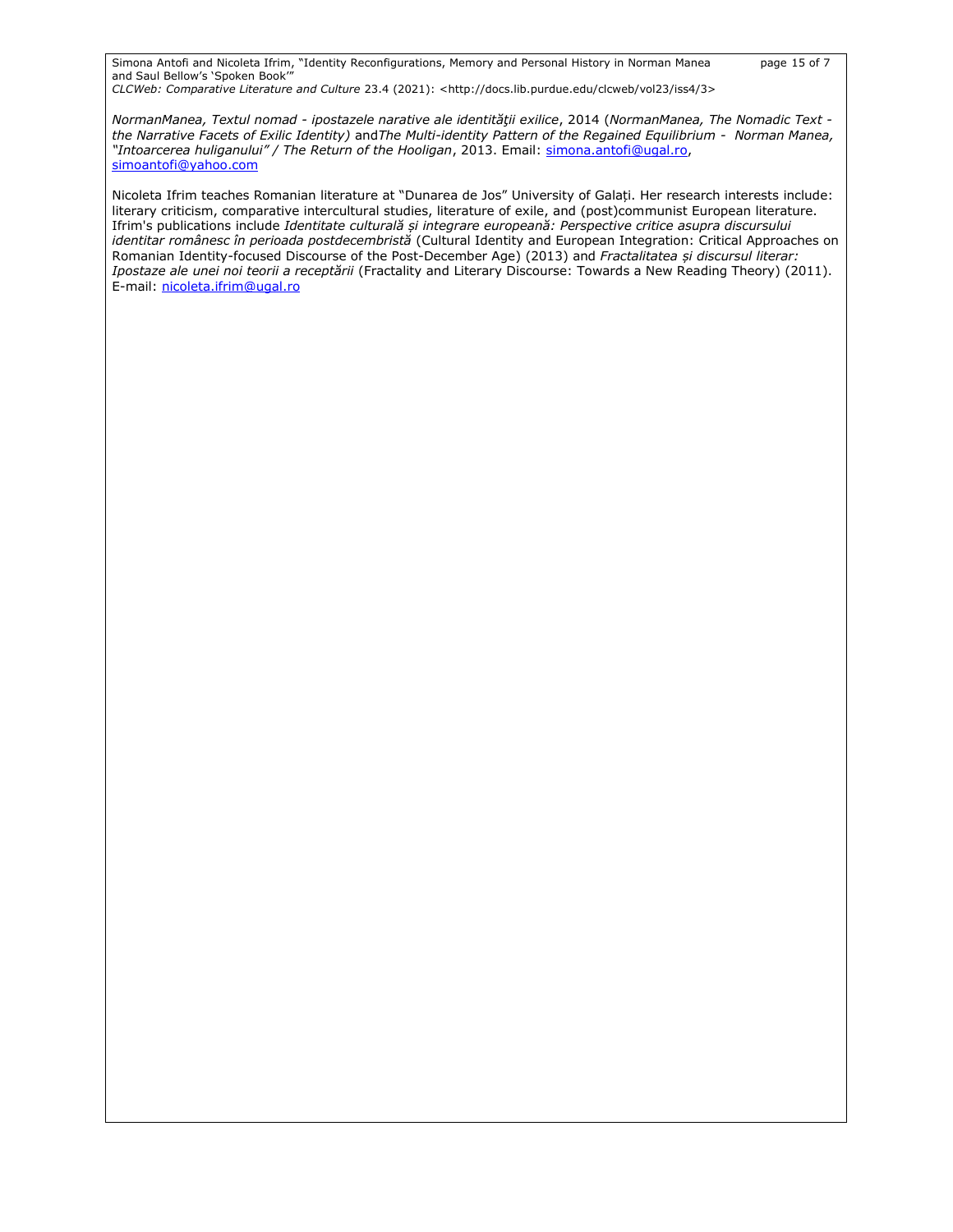*NormanManea, Textul nomad - ipostazele narative ale identităţii exilice*, 2014 (*NormanManea, The Nomadic Text - the Narrative Facets of Exilic Identity)* and*The Multi-identity Pattern of the Regained Equilibrium - Norman Manea, "Intoarcerea huliganului" / The Return of the Hooligan*, 2013. Email: simona.antofi@ugal.ro, simoantofi@yahoo.com

Nicoleta Ifrim teaches Romanian literature at "Dunarea de Jos" University of Galați. Her research interests include: literary criticism, comparative intercultural studies, literature of exile, and (post)communist European literature. Ifrim's publications include *Identitate culturală și integrare europeană: Perspective critice asupra discursului identitar românesc în perioada postdecembristă* (Cultural Identity and European Integration: Critical Approaches on Romanian Identity-focused Discourse of the Post-December Age) (2013) and *Fractalitatea și discursul literar: Ipostaze ale unei noi teorii a receptării* (Fractality and Literary Discourse: Towards a New Reading Theory) (2011). E-mail: nicoleta.ifrim@ugal.ro